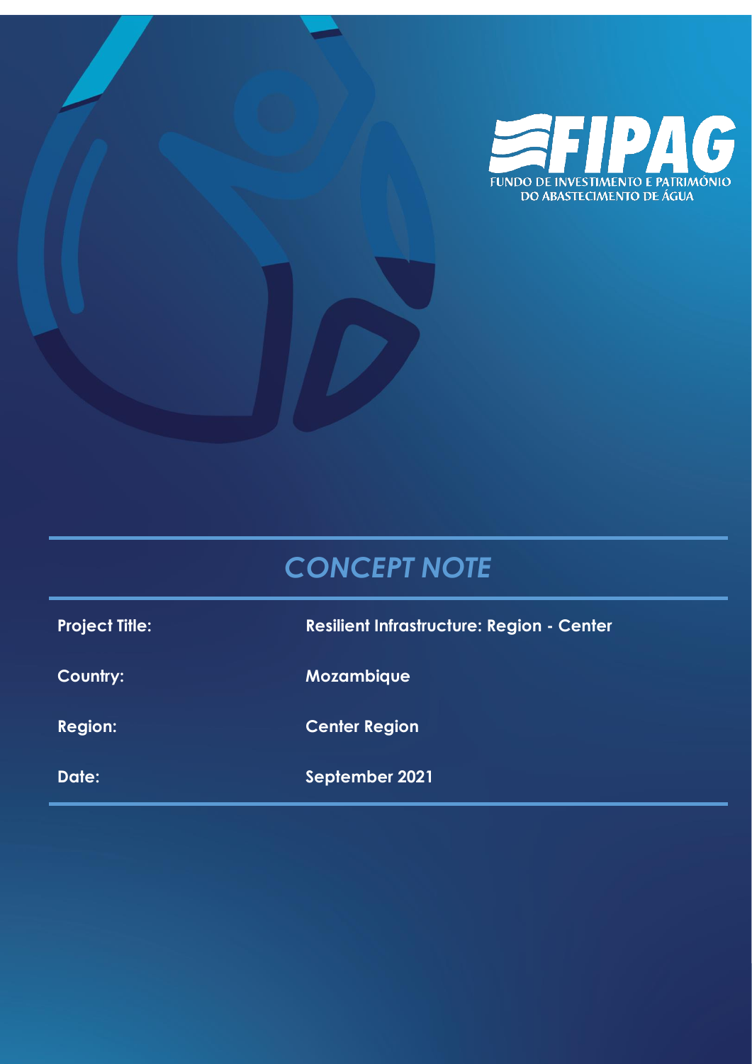FIPAG

FUNDO DE INVESTIMENTO E PATRIMÓNIO DO ABASTECIMENTO DE ÁGUA

# *CONCEPT NOTE*

| | |
|---|---|
| **Project Title:** | **Resilient Infrastructure: Region - Center** |
| **Country:** | **Mozambique** |
| **Region:** | **Center Region** |
| **Date:** | **September 2021** |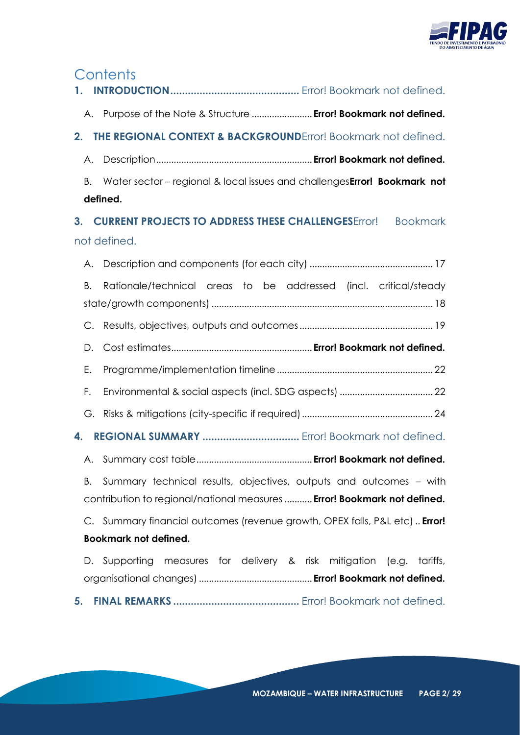# Contents

**1. INTRODUCTION** ............................................ Error! Bookmark not defined.

A. Purpose of the Note & Structure ........................ **Error! Bookmark not defined.**

**2. THE REGIONAL CONTEXT & BACKGROUND** Error! Bookmark not defined.

A. Description ............................................................ **Error! Bookmark not defined.**

B. Water sector – regional & local issues and challenges **Error! Bookmark not defined.**

**3. CURRENT PROJECTS TO ADDRESS THESE CHALLENGES** Error! Bookmark not defined.

A. Description and components (for each city) ................................................ 17

B. Rationale/technical areas to be addressed (incl. critical/steady state/growth components) ........................................................................................ 18

C. Results, objectives, outputs and outcomes ..................................................... 19

D. Cost estimates ........................................................ **Error! Bookmark not defined.**

E. Programme/implementation timeline ............................................................. 22

F. Environmental & social aspects (incl. SDG aspects) ..................................... 22

G. Risks & mitigations (city-specific if required) .................................................... 24

**4. REGIONAL SUMMARY** ................................. Error! Bookmark not defined.

A. Summary cost table .............................................. **Error! Bookmark not defined.**

B. Summary technical results, objectives, outputs and outcomes – with contribution to regional/national measures ........... **Error! Bookmark not defined.**

C. Summary financial outcomes (revenue growth, OPEX falls, P&L etc) .. **Error! Bookmark not defined.**

D. Supporting measures for delivery & risk mitigation (e.g. tariffs, organisational changes) ............................................ **Error! Bookmark not defined.**

**5. FINAL REMARKS** ........................................... Error! Bookmark not defined.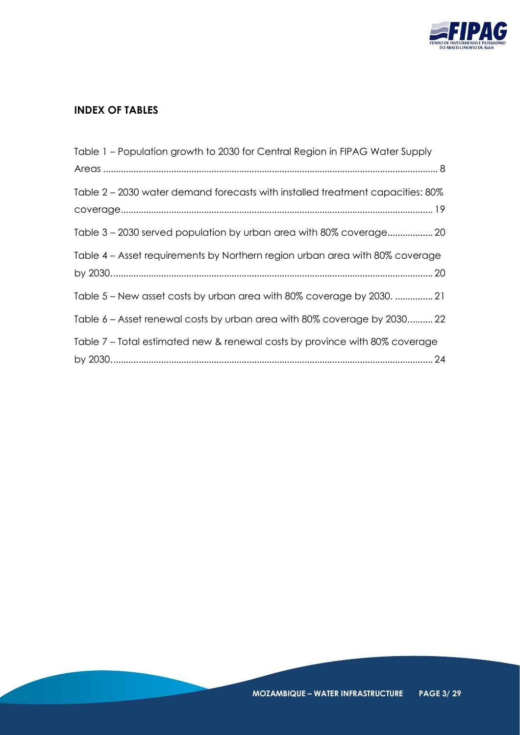## INDEX OF TABLES

Table 1 – Population growth to 2030 for Central Region in FIPAG Water Supply Areas ........................................................................................................................ 8

Table 2 – 2030 water demand forecasts with installed treatment capacities: 80% coverage......................................................................................................................... 19

Table 3 – 2030 served population by urban area with 80% coverage.................. 20

Table 4 – Asset requirements by Northern region urban area with 80% coverage by 2030............................................................................................................................ 20

Table 5 – New asset costs by urban area with 80% coverage by 2030. ............... 21

Table 6 – Asset renewal costs by urban area with 80% coverage by 2030.......... 22

Table 7 – Total estimated new & renewal costs by province with 80% coverage by 2030............................................................................................................................ 24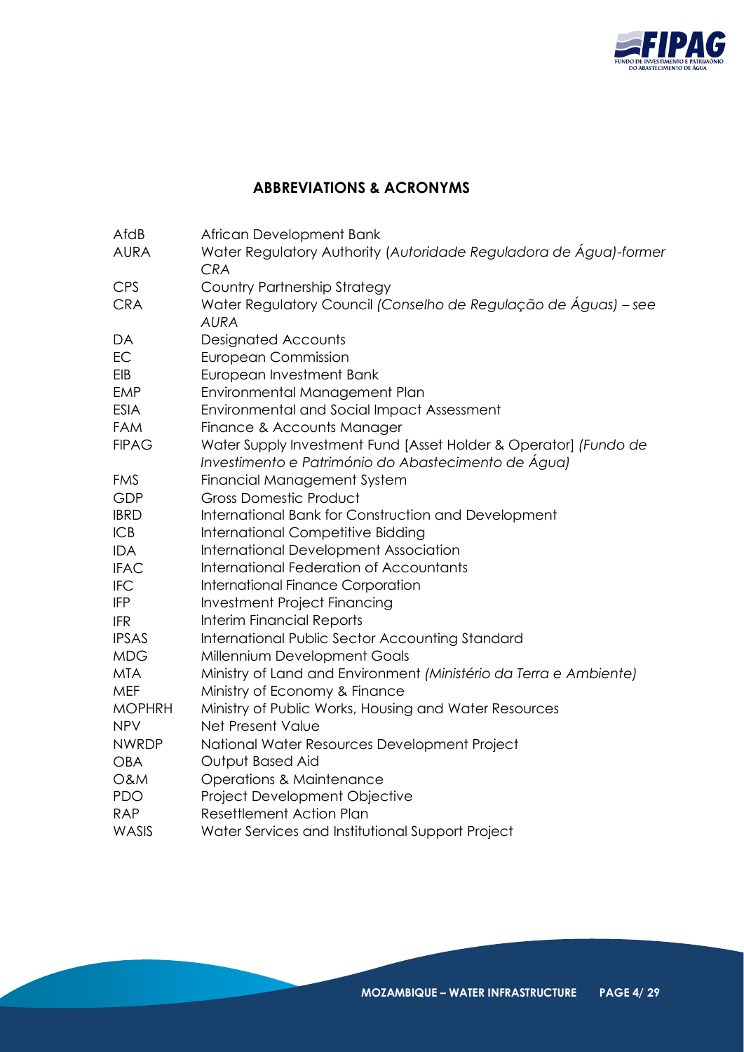## ABBREVIATIONS & ACRONYMS

| | |
|---|---|
| AfdB | African Development Bank |
| AURA | Water Regulatory Authority (*Autoridade Reguladora de Água)-former CRA* |
| CPS | Country Partnership Strategy |
| CRA | Water Regulatory Council *(Conselho de Regulação de Águas) – see AURA* |
| DA | Designated Accounts |
| EC | European Commission |
| EIB | European Investment Bank |
| EMP | Environmental Management Plan |
| ESIA | Environmental and Social Impact Assessment |
| FAM | Finance & Accounts Manager |
| FIPAG | Water Supply Investment Fund [Asset Holder & Operator] *(Fundo de Investimento e Património do Abastecimento de Água)* |
| FMS | Financial Management System |
| GDP | Gross Domestic Product |
| IBRD | International Bank for Construction and Development |
| ICB | International Competitive Bidding |
| IDA | International Development Association |
| IFAC | International Federation of Accountants |
| IFC | International Finance Corporation |
| IFP | Investment Project Financing |
| IFR | Interim Financial Reports |
| IPSAS | International Public Sector Accounting Standard |
| MDG | Millennium Development Goals |
| MTA | Ministry of Land and Environment *(Ministério da Terra e Ambiente)* |
| MEF | Ministry of Economy & Finance |
| MOPHRH | Ministry of Public Works, Housing and Water Resources |
| NPV | Net Present Value |
| NWRDP | National Water Resources Development Project |
| OBA | Output Based Aid |
| O&M | Operations & Maintenance |
| PDO | Project Development Objective |
| RAP | Resettlement Action Plan |
| WASIS | Water Services and Institutional Support Project |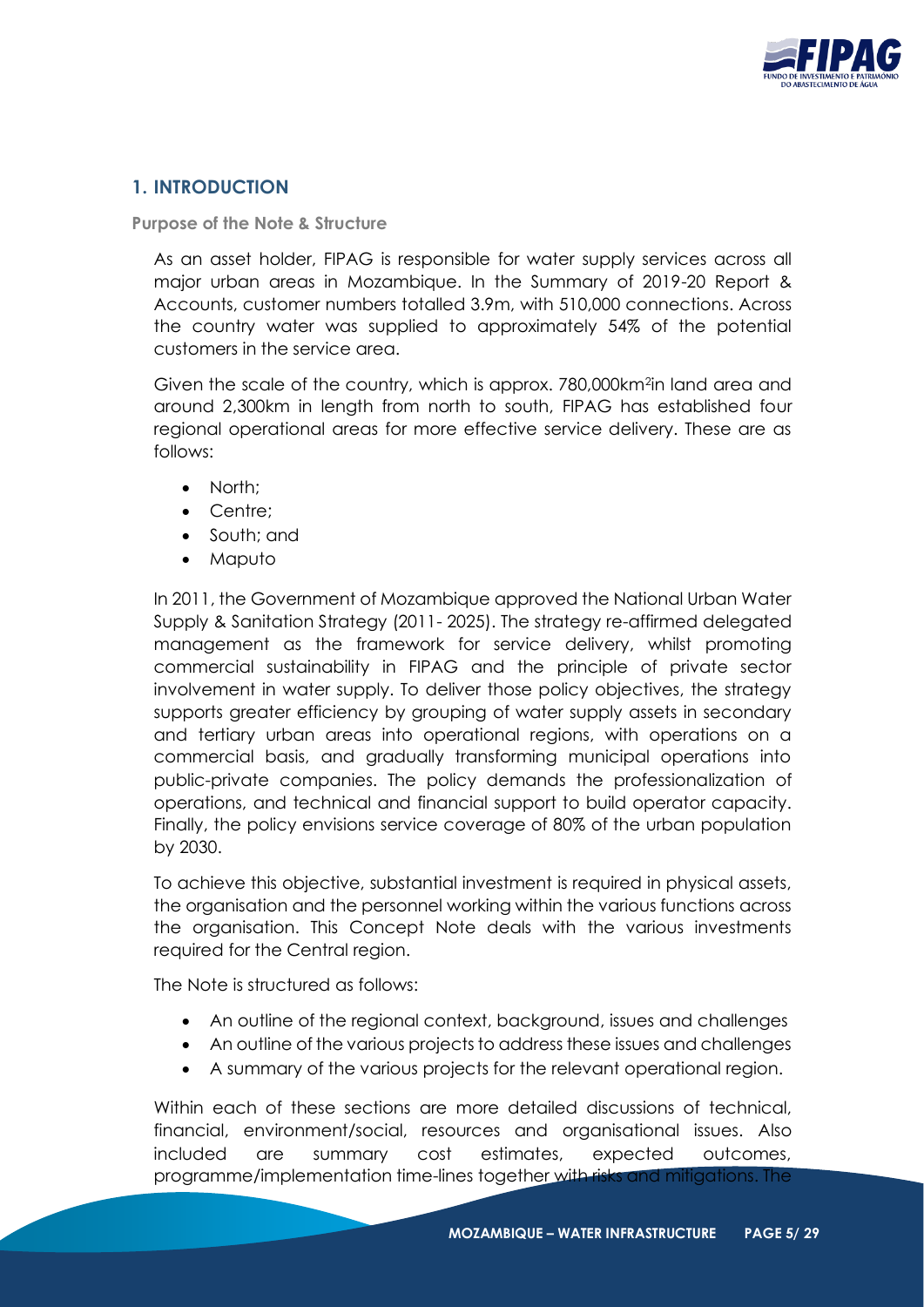## 1. INTRODUCTION

### Purpose of the Note & Structure

As an asset holder, FIPAG is responsible for water supply services across all major urban areas in Mozambique. In the Summary of 2019-20 Report & Accounts, customer numbers totalled 3.9m, with 510,000 connections. Across the country water was supplied to approximately 54% of the potential customers in the service area.

Given the scale of the country, which is approx. 780,000km$^2$in land area and around 2,300km in length from north to south, FIPAG has established four regional operational areas for more effective service delivery. These are as follows:

- North;
- Centre;
- South; and
- Maputo

In 2011, the Government of Mozambique approved the National Urban Water Supply & Sanitation Strategy (2011- 2025). The strategy re-affirmed delegated management as the framework for service delivery, whilst promoting commercial sustainability in FIPAG and the principle of private sector involvement in water supply. To deliver those policy objectives, the strategy supports greater efficiency by grouping of water supply assets in secondary and tertiary urban areas into operational regions, with operations on a commercial basis, and gradually transforming municipal operations into public-private companies. The policy demands the professionalization of operations, and technical and financial support to build operator capacity. Finally, the policy envisions service coverage of 80% of the urban population by 2030.

To achieve this objective, substantial investment is required in physical assets, the organisation and the personnel working within the various functions across the organisation. This Concept Note deals with the various investments required for the Central region.

The Note is structured as follows:

- An outline of the regional context, background, issues and challenges
- An outline of the various projects to address these issues and challenges
- A summary of the various projects for the relevant operational region.

Within each of these sections are more detailed discussions of technical, financial, environment/social, resources and organisational issues. Also included are summary cost estimates, expected outcomes, programme/implementation time-lines together with risks and mitigations. The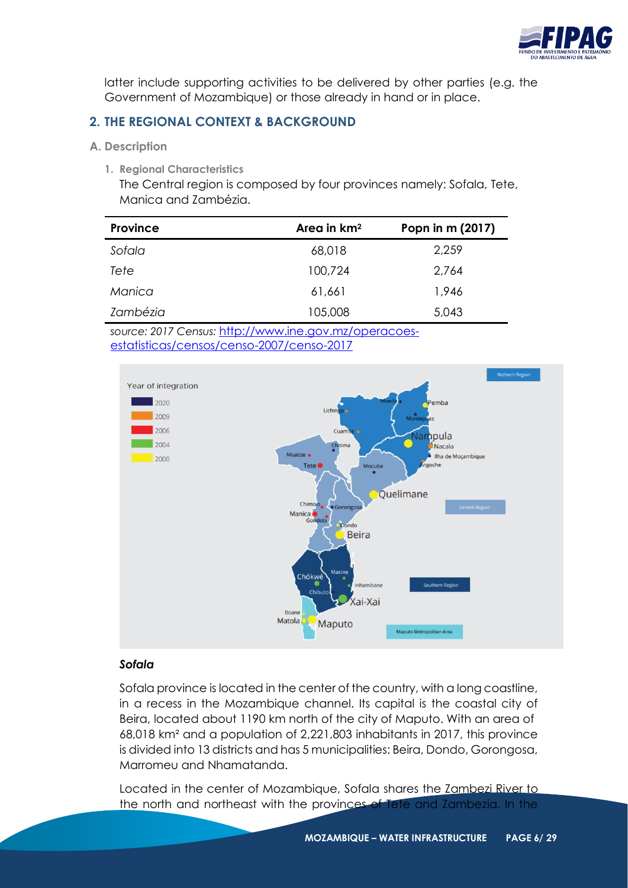latter include supporting activities to be delivered by other parties (e.g. the Government of Mozambique) or those already in hand or in place.

## 2. THE REGIONAL CONTEXT & BACKGROUND

### A. Description

#### 1. Regional Characteristics

The Central region is composed by four provinces namely: Sofala, Tete, Manica and Zambézia.

| Province | Area in km² | Popn in m (2017) |
|---|---|---|
| *Sofala* | 68,018 | 2,259 |
| *Tete* | 100,724 | 2,764 |
| *Manica* | 61,661 | 1,946 |
| *Zambézia* | 105,008 | 5,043 |

*source: 2017 Census:* [http://www.ine.gov.mz/operacoes-estatisticas/censos/censo-2007/censo-2017](http://www.ine.gov.mz/operacoes-estatisticas/censos/censo-2007/censo-2017)

***Sofala***

Sofala province is located in the center of the country, with a long coastline, in a recess in the Mozambique channel. Its capital is the coastal city of Beira, located about 1190 km north of the city of Maputo. With an area of 68,018 km² and a population of 2,221,803 inhabitants in 2017, this province is divided into 13 districts and has 5 municipalities: Beira, Dondo, Gorongosa, Marromeu and Nhamatanda.

Located in the center of Mozambique, Sofala shares the Zambezi River to the north and northeast with the provinces of Tete and Zambezia. In the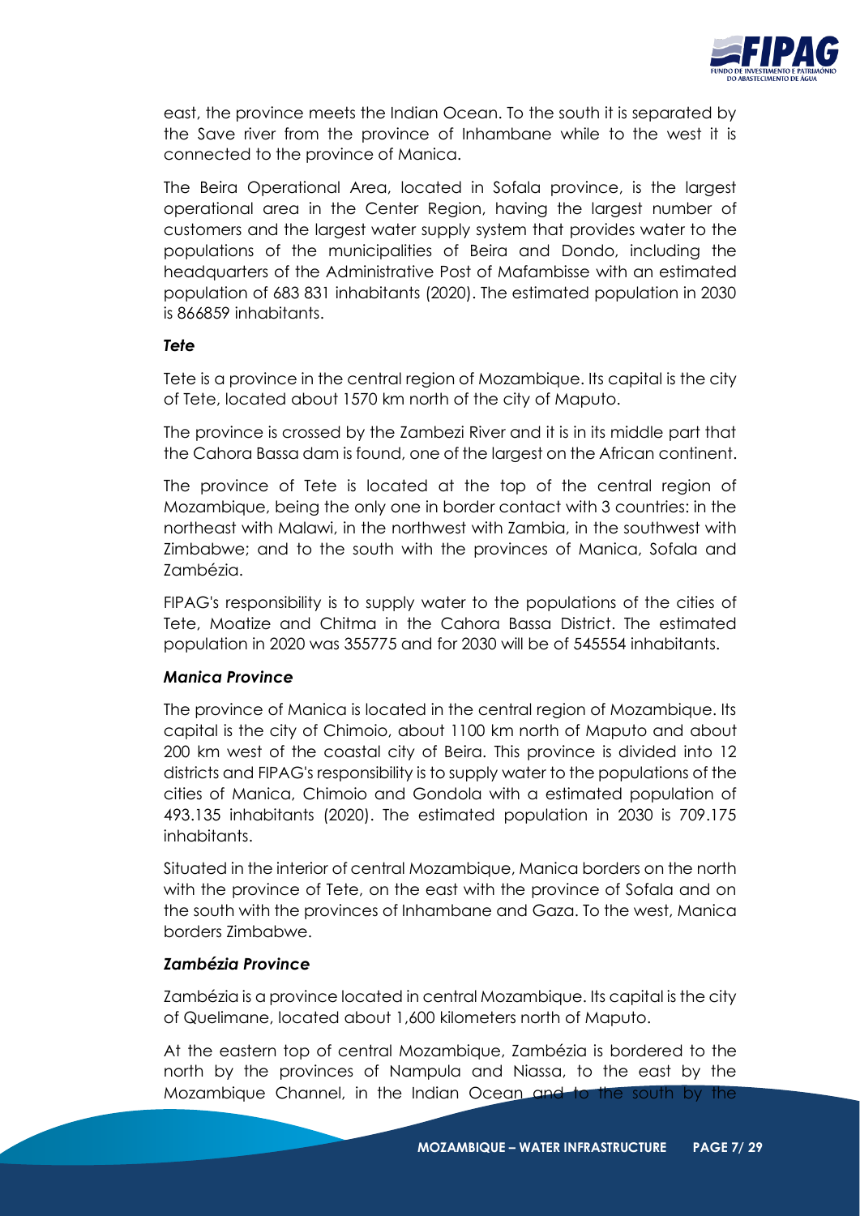east, the province meets the Indian Ocean. To the south it is separated by the Save river from the province of Inhambane while to the west it is connected to the province of Manica.

The Beira Operational Area, located in Sofala province, is the largest operational area in the Center Region, having the largest number of customers and the largest water supply system that provides water to the populations of the municipalities of Beira and Dondo, including the headquarters of the Administrative Post of Mafambisse with an estimated population of 683 831 inhabitants (2020). The estimated population in 2030 is 866859 inhabitants.

### *Tete*

Tete is a province in the central region of Mozambique. Its capital is the city of Tete, located about 1570 km north of the city of Maputo.

The province is crossed by the Zambezi River and it is in its middle part that the Cahora Bassa dam is found, one of the largest on the African continent.

The province of Tete is located at the top of the central region of Mozambique, being the only one in border contact with 3 countries: in the northeast with Malawi, in the northwest with Zambia, in the southwest with Zimbabwe; and to the south with the provinces of Manica, Sofala and Zambézia.

FIPAG's responsibility is to supply water to the populations of the cities of Tete, Moatize and Chitma in the Cahora Bassa District. The estimated population in 2020 was 355775 and for 2030 will be of 545554 inhabitants.

### *Manica Province*

The province of Manica is located in the central region of Mozambique. Its capital is the city of Chimoio, about 1100 km north of Maputo and about 200 km west of the coastal city of Beira. This province is divided into 12 districts and FIPAG's responsibility is to supply water to the populations of the cities of Manica, Chimoio and Gondola with a estimated population of 493.135 inhabitants (2020). The estimated population in 2030 is 709.175 inhabitants.

Situated in the interior of central Mozambique, Manica borders on the north with the province of Tete, on the east with the province of Sofala and on the south with the provinces of Inhambane and Gaza. To the west, Manica borders Zimbabwe.

### *Zambézia Province*

Zambézia is a province located in central Mozambique. Its capital is the city of Quelimane, located about 1,600 kilometers north of Maputo.

At the eastern top of central Mozambique, Zambézia is bordered to the north by the provinces of Nampula and Niassa, to the east by the Mozambique Channel, in the Indian Ocean and to the south by the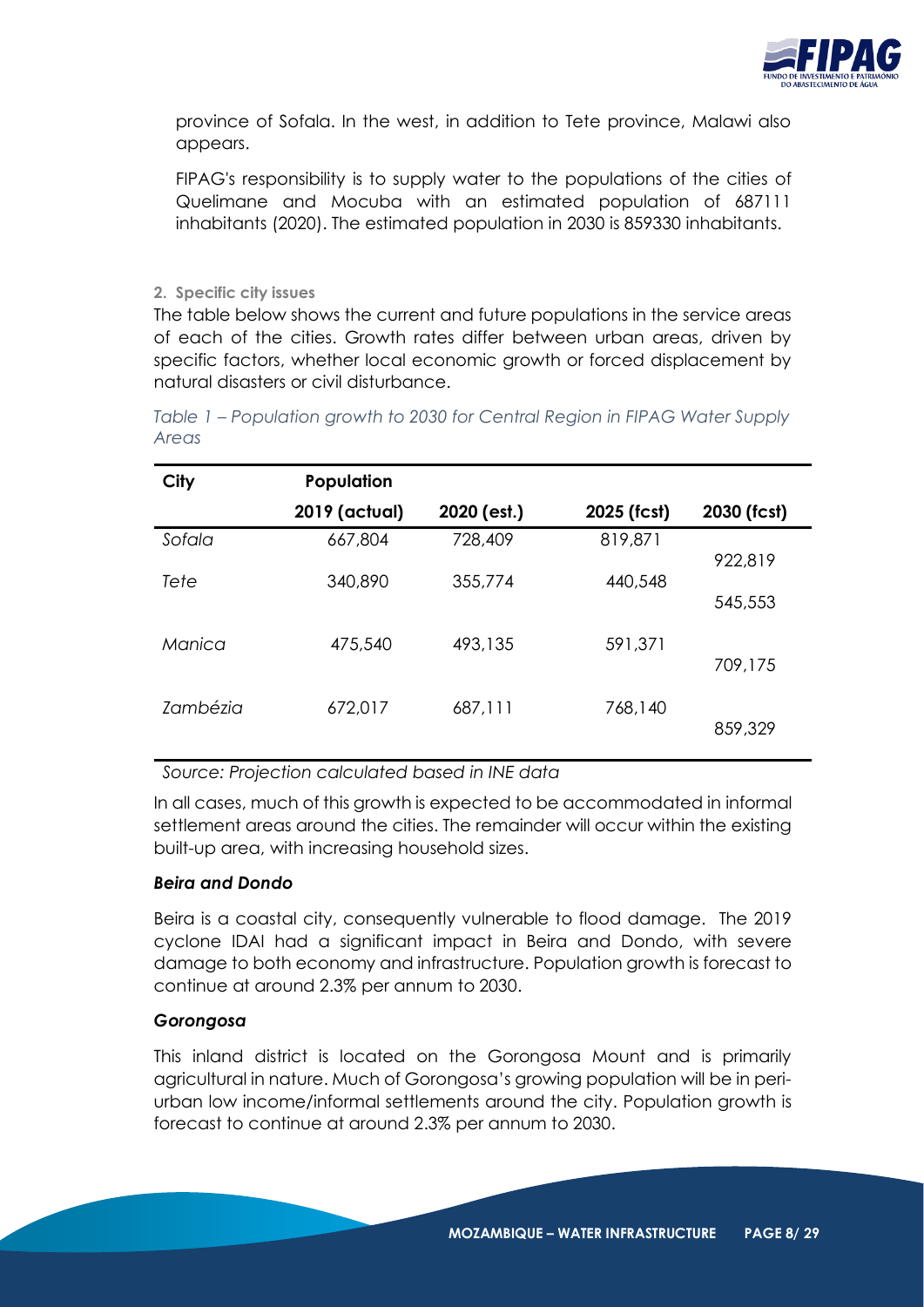province of Sofala. In the west, in addition to Tete province, Malawi also appears.

FIPAG's responsibility is to supply water to the populations of the cities of Quelimane and Mocuba with an estimated population of 687111 inhabitants (2020). The estimated population in 2030 is 859330 inhabitants.

## 2. Specific city issues

The table below shows the current and future populations in the service areas of each of the cities. Growth rates differ between urban areas, driven by specific factors, whether local economic growth or forced displacement by natural disasters or civil disturbance.

*Table 1 – Population growth to 2030 for Central Region in FIPAG Water Supply Areas*

| City | Population | | | |
|---|---|---|---|---|
| | 2019 (actual) | 2020 (est.) | 2025 (fcst) | 2030 (fcst) |
| *Sofala* | 667,804 | 728,409 | 819,871 | 922,819 |
| *Tete* | 340,890 | 355,774 | 440,548 | 545,553 |
| *Manica* | 475,540 | 493,135 | 591,371 | 709,175 |
| *Zambézia* | 672,017 | 687,111 | 768,140 | 859,329 |

*Source: Projection calculated based in INE data*

In all cases, much of this growth is expected to be accommodated in informal settlement areas around the cities. The remainder will occur within the existing built-up area, with increasing household sizes.

### *Beira and Dondo*

Beira is a coastal city, consequently vulnerable to flood damage. The 2019 cyclone IDAI had a significant impact in Beira and Dondo, with severe damage to both economy and infrastructure. Population growth is forecast to continue at around 2.3% per annum to 2030.

### *Gorongosa*

This inland district is located on the Gorongosa Mount and is primarily agricultural in nature. Much of Gorongosa's growing population will be in peri-urban low income/informal settlements around the city. Population growth is forecast to continue at around 2.3% per annum to 2030.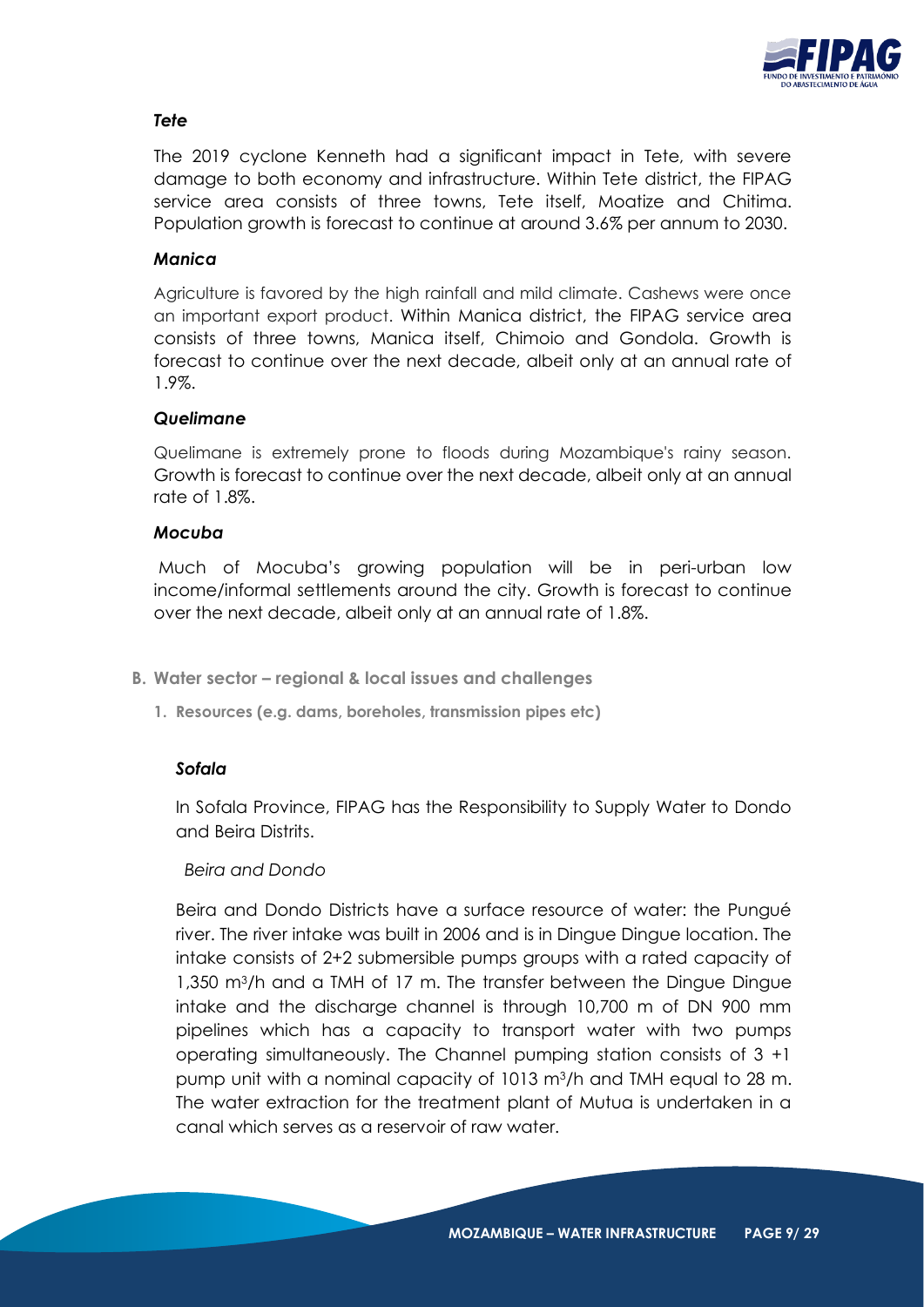### *Tete*

The 2019 cyclone Kenneth had a significant impact in Tete, with severe damage to both economy and infrastructure. Within Tete district, the FIPAG service area consists of three towns, Tete itself, Moatize and Chitima. Population growth is forecast to continue at around 3.6% per annum to 2030.

### *Manica*

Agriculture is favored by the high rainfall and mild climate. Cashews were once an important export product. Within Manica district, the FIPAG service area consists of three towns, Manica itself, Chimoio and Gondola. Growth is forecast to continue over the next decade, albeit only at an annual rate of 1.9%.

### *Quelimane*

Quelimane is extremely prone to floods during Mozambique's rainy season. Growth is forecast to continue over the next decade, albeit only at an annual rate of 1.8%.

### *Mocuba*

Much of Mocuba's growing population will be in peri-urban low income/informal settlements around the city. Growth is forecast to continue over the next decade, albeit only at an annual rate of 1.8%.

## B. Water sector – regional & local issues and challenges

### 1. Resources (e.g. dams, boreholes, transmission pipes etc)

#### *Sofala*

In Sofala Province, FIPAG has the Responsibility to Supply Water to Dondo and Beira Distrits.

*Beira and Dondo*

Beira and Dondo Districts have a surface resource of water: the Pungué river. The river intake was built in 2006 and is in Dingue Dingue location. The intake consists of 2+2 submersible pumps groups with a rated capacity of 1,350 $m^3$/h and a TMH of 17 m. The transfer between the Dingue Dingue intake and the discharge channel is through 10,700 m of DN 900 mm pipelines which has a capacity to transport water with two pumps operating simultaneously. The Channel pumping station consists of 3 +1 pump unit with a nominal capacity of 1013 $m^3$/h and TMH equal to 28 m. The water extraction for the treatment plant of Mutua is undertaken in a canal which serves as a reservoir of raw water.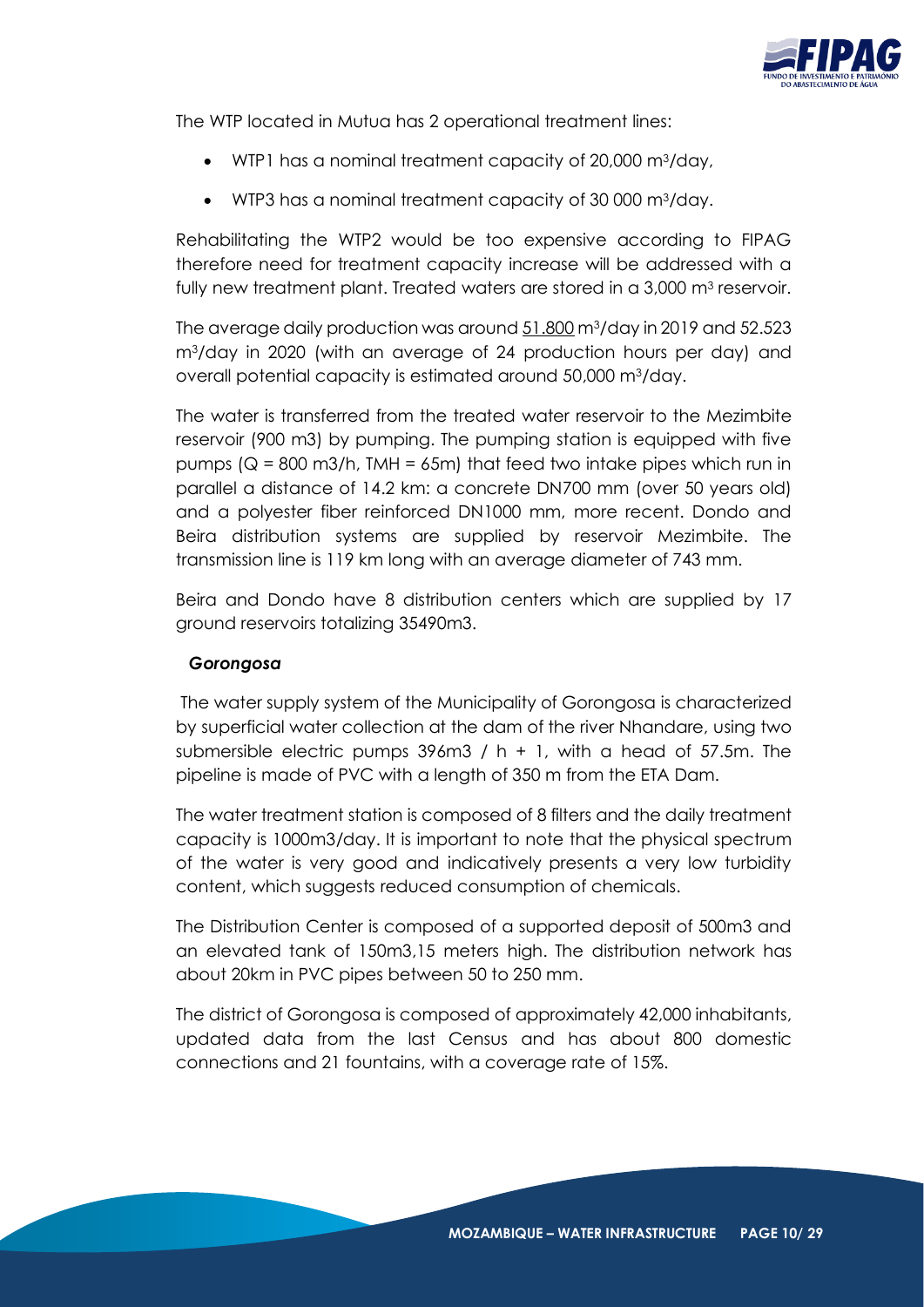The WTP located in Mutua has 2 operational treatment lines:

- WTP1 has a nominal treatment capacity of 20,000 $m^3$/day,
- WTP3 has a nominal treatment capacity of 30 000 $m^3$/day.

Rehabilitating the WTP2 would be too expensive according to FIPAG therefore need for treatment capacity increase will be addressed with a fully new treatment plant. Treated waters are stored in a 3,000 $m^3$ reservoir.

The average daily production was around 51.800 $m^3$/day in 2019 and 52.523 $m^3$/day in 2020 (with an average of 24 production hours per day) and overall potential capacity is estimated around 50,000 $m^3$/day.

The water is transferred from the treated water reservoir to the Mezimbite reservoir (900 m3) by pumping. The pumping station is equipped with five pumps (Q = 800 m3/h, TMH = 65m) that feed two intake pipes which run in parallel a distance of 14.2 km: a concrete DN700 mm (over 50 years old) and a polyester fiber reinforced DN1000 mm, more recent. Dondo and Beira distribution systems are supplied by reservoir Mezimbite. The transmission line is 119 km long with an average diameter of 743 mm.

Beira and Dondo have 8 distribution centers which are supplied by 17 ground reservoirs totalizing 35490m3.

### *Gorongosa*

The water supply system of the Municipality of Gorongosa is characterized by superficial water collection at the dam of the river Nhandare, using two submersible electric pumps 396m3 / h + 1, with a head of 57.5m. The pipeline is made of PVC with a length of 350 m from the ETA Dam.

The water treatment station is composed of 8 filters and the daily treatment capacity is 1000m3/day. It is important to note that the physical spectrum of the water is very good and indicatively presents a very low turbidity content, which suggests reduced consumption of chemicals.

The Distribution Center is composed of a supported deposit of 500m3 and an elevated tank of 150m3,15 meters high. The distribution network has about 20km in PVC pipes between 50 to 250 mm.

The district of Gorongosa is composed of approximately 42,000 inhabitants, updated data from the last Census and has about 800 domestic connections and 21 fountains, with a coverage rate of 15%.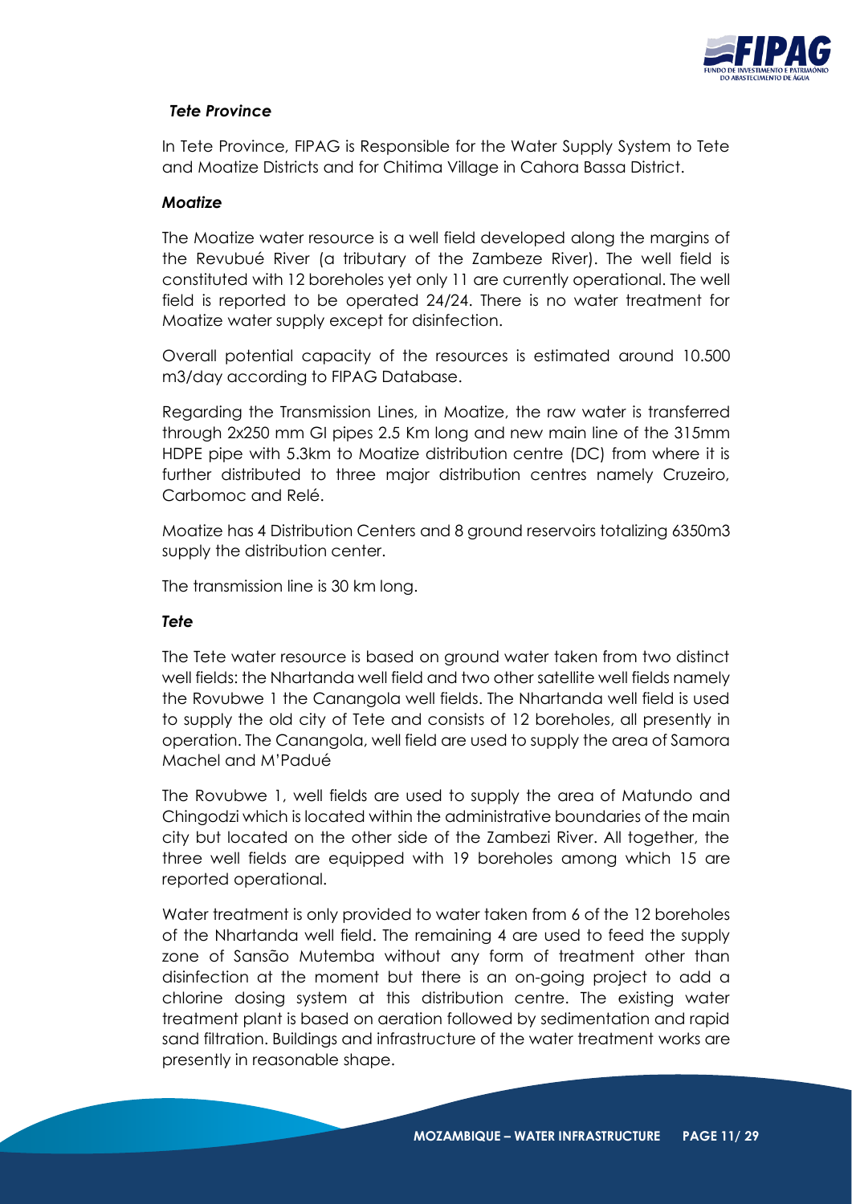### *Tete Province*

In Tete Province, FIPAG is Responsible for the Water Supply System to Tete and Moatize Districts and for Chitima Village in Cahora Bassa District.

#### *Moatize*

The Moatize water resource is a well field developed along the margins of the Revubué River (a tributary of the Zambeze River). The well field is constituted with 12 boreholes yet only 11 are currently operational. The well field is reported to be operated 24/24. There is no water treatment for Moatize water supply except for disinfection.

Overall potential capacity of the resources is estimated around 10.500 m3/day according to FIPAG Database.

Regarding the Transmission Lines, in Moatize, the raw water is transferred through 2x250 mm GI pipes 2.5 Km long and new main line of the 315mm HDPE pipe with 5.3km to Moatize distribution centre (DC) from where it is further distributed to three major distribution centres namely Cruzeiro, Carbomoc and Relé.

Moatize has 4 Distribution Centers and 8 ground reservoirs totalizing 6350m3 supply the distribution center.

The transmission line is 30 km long.

#### *Tete*

The Tete water resource is based on ground water taken from two distinct well fields: the Nhartanda well field and two other satellite well fields namely the Rovubwe 1 the Canangola well fields. The Nhartanda well field is used to supply the old city of Tete and consists of 12 boreholes, all presently in operation. The Canangola, well field are used to supply the area of Samora Machel and M'Padué

The Rovubwe 1, well fields are used to supply the area of Matundo and Chingodzi which is located within the administrative boundaries of the main city but located on the other side of the Zambezi River. All together, the three well fields are equipped with 19 boreholes among which 15 are reported operational.

Water treatment is only provided to water taken from 6 of the 12 boreholes of the Nhartanda well field. The remaining 4 are used to feed the supply zone of Sansão Mutemba without any form of treatment other than disinfection at the moment but there is an on-going project to add a chlorine dosing system at this distribution centre. The existing water treatment plant is based on aeration followed by sedimentation and rapid sand filtration. Buildings and infrastructure of the water treatment works are presently in reasonable shape.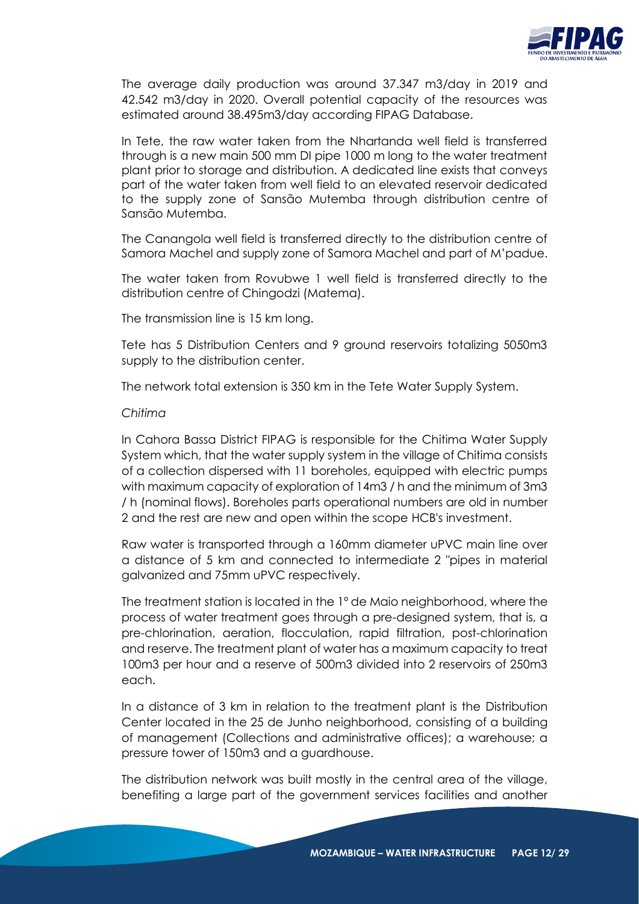The average daily production was around 37.347 m3/day in 2019 and 42.542 m3/day in 2020. Overall potential capacity of the resources was estimated around 38.495m3/day according FIPAG Database.

In Tete, the raw water taken from the Nhartanda well field is transferred through is a new main 500 mm DI pipe 1000 m long to the water treatment plant prior to storage and distribution. A dedicated line exists that conveys part of the water taken from well field to an elevated reservoir dedicated to the supply zone of Sansão Mutemba through distribution centre of Sansão Mutemba.

The Canangola well field is transferred directly to the distribution centre of Samora Machel and supply zone of Samora Machel and part of M'padue.

The water taken from Rovubwe 1 well field is transferred directly to the distribution centre of Chingodzi (Matema).

The transmission line is 15 km long.

Tete has 5 Distribution Centers and 9 ground reservoirs totalizing 5050m3 supply to the distribution center.

The network total extension is 350 km in the Tete Water Supply System.

*Chitima*

In Cahora Bassa District FIPAG is responsible for the Chitima Water Supply System which, that the water supply system in the village of Chitima consists of a collection dispersed with 11 boreholes, equipped with electric pumps with maximum capacity of exploration of 14m3 / h and the minimum of 3m3 / h (nominal flows). Boreholes parts operational numbers are old in number 2 and the rest are new and open within the scope HCB's investment.

Raw water is transported through a 160mm diameter uPVC main line over a distance of 5 km and connected to intermediate 2 "pipes in material galvanized and 75mm uPVC respectively.

The treatment station is located in the 1º de Maio neighborhood, where the process of water treatment goes through a pre-designed system, that is, a pre-chlorination, aeration, flocculation, rapid filtration, post-chlorination and reserve. The treatment plant of water has a maximum capacity to treat 100m3 per hour and a reserve of 500m3 divided into 2 reservoirs of 250m3 each.

In a distance of 3 km in relation to the treatment plant is the Distribution Center located in the 25 de Junho neighborhood, consisting of a building of management (Collections and administrative offices); a warehouse; a pressure tower of 150m3 and a guardhouse.

The distribution network was built mostly in the central area of the village, benefiting a large part of the government services facilities and another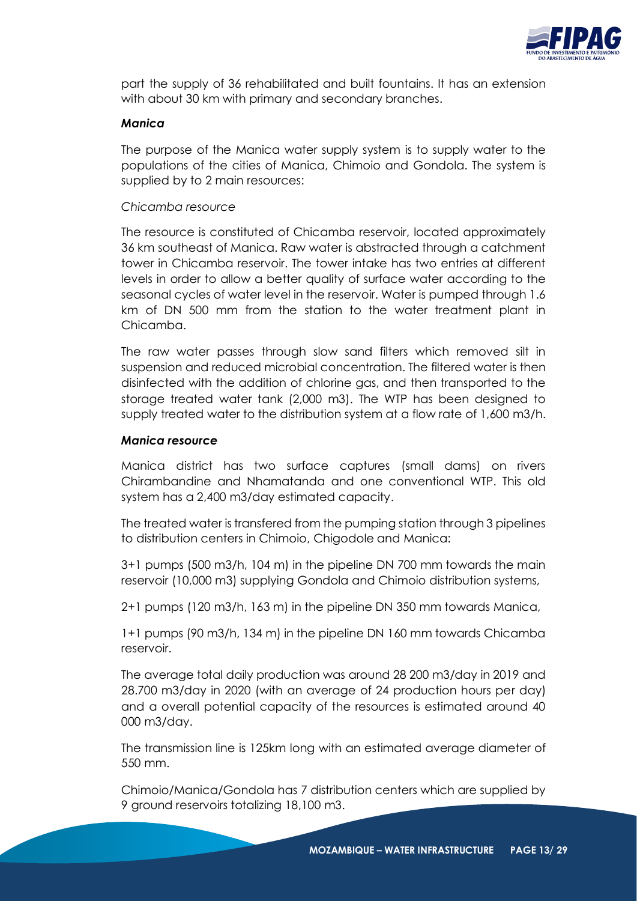part the supply of 36 rehabilitated and built fountains. It has an extension with about 30 km with primary and secondary branches.

***Manica***

The purpose of the Manica water supply system is to supply water to the populations of the cities of Manica, Chimoio and Gondola. The system is supplied by to 2 main resources:

*Chicamba resource*

The resource is constituted of Chicamba reservoir, located approximately 36 km southeast of Manica. Raw water is abstracted through a catchment tower in Chicamba reservoir. The tower intake has two entries at different levels in order to allow a better quality of surface water according to the seasonal cycles of water level in the reservoir. Water is pumped through 1.6 km of DN 500 mm from the station to the water treatment plant in Chicamba.

The raw water passes through slow sand filters which removed silt in suspension and reduced microbial concentration. The filtered water is then disinfected with the addition of chlorine gas, and then transported to the storage treated water tank (2,000 m3). The WTP has been designed to supply treated water to the distribution system at a flow rate of 1,600 m3/h.

***Manica resource***

Manica district has two surface captures (small dams) on rivers Chirambandine and Nhamatanda and one conventional WTP. This old system has a 2,400 m3/day estimated capacity.

The treated water is transfered from the pumping station through 3 pipelines to distribution centers in Chimoio, Chigodole and Manica:

3+1 pumps (500 m3/h, 104 m) in the pipeline DN 700 mm towards the main reservoir (10,000 m3) supplying Gondola and Chimoio distribution systems,

2+1 pumps (120 m3/h, 163 m) in the pipeline DN 350 mm towards Manica,

1+1 pumps (90 m3/h, 134 m) in the pipeline DN 160 mm towards Chicamba reservoir.

The average total daily production was around 28 200 m3/day in 2019 and 28.700 m3/day in 2020 (with an average of 24 production hours per day) and a overall potential capacity of the resources is estimated around 40 000 m3/day.

The transmission line is 125km long with an estimated average diameter of 550 mm.

Chimoio/Manica/Gondola has 7 distribution centers which are supplied by 9 ground reservoirs totalizing 18,100 m3.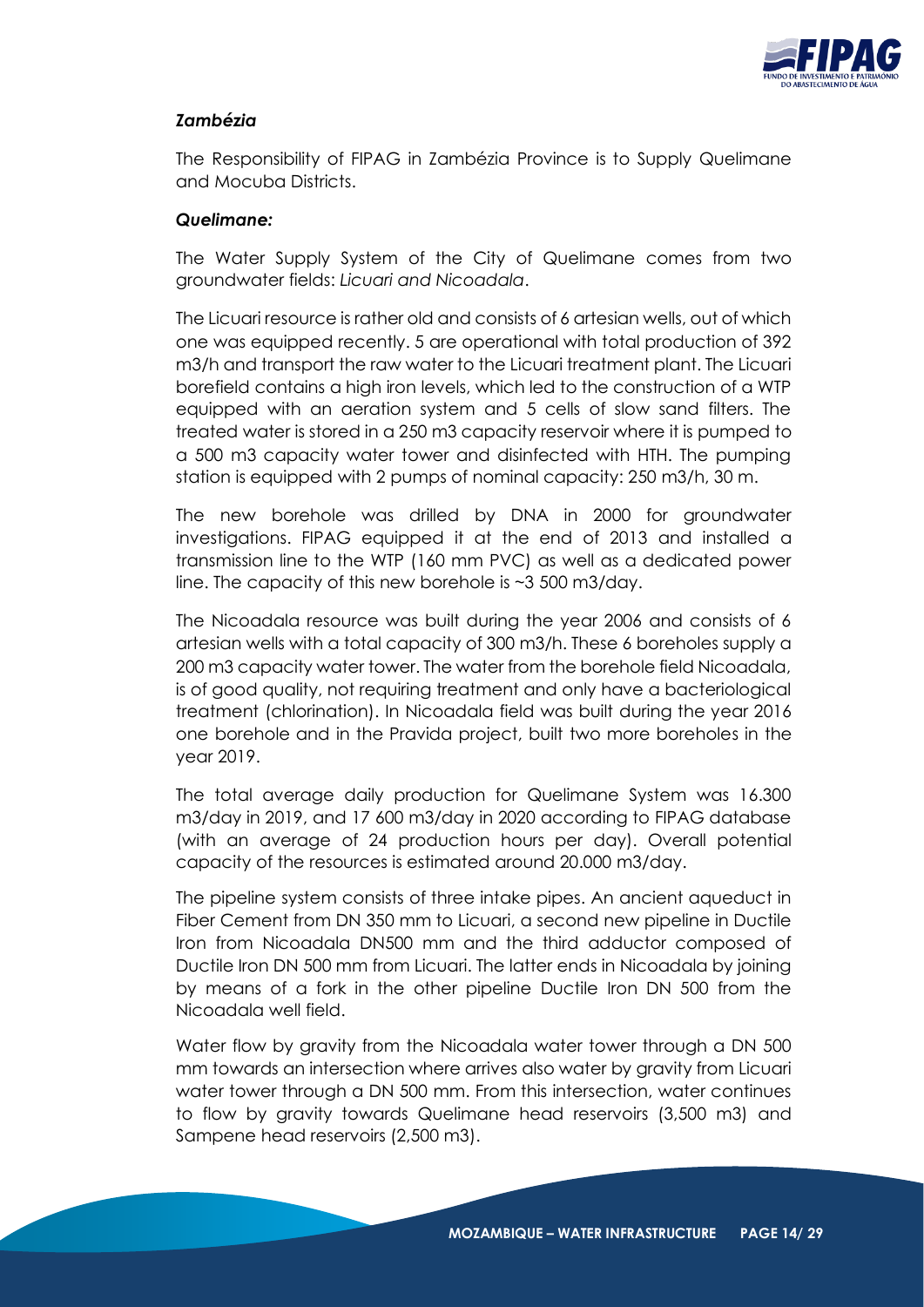### *Zambézia*

The Responsibility of FIPAG in Zambézia Province is to Supply Quelimane and Mocuba Districts.

#### *Quelimane:*

The Water Supply System of the City of Quelimane comes from two groundwater fields: *Licuari and Nicoadala*.

The Licuari resource is rather old and consists of 6 artesian wells, out of which one was equipped recently. 5 are operational with total production of 392 m3/h and transport the raw water to the Licuari treatment plant. The Licuari borefield contains a high iron levels, which led to the construction of a WTP equipped with an aeration system and 5 cells of slow sand filters. The treated water is stored in a 250 m3 capacity reservoir where it is pumped to a 500 m3 capacity water tower and disinfected with HTH. The pumping station is equipped with 2 pumps of nominal capacity: 250 m3/h, 30 m.

The new borehole was drilled by DNA in 2000 for groundwater investigations. FIPAG equipped it at the end of 2013 and installed a transmission line to the WTP (160 mm PVC) as well as a dedicated power line. The capacity of this new borehole is ~3 500 m3/day.

The Nicoadala resource was built during the year 2006 and consists of 6 artesian wells with a total capacity of 300 m3/h. These 6 boreholes supply a 200 m3 capacity water tower. The water from the borehole field Nicoadala, is of good quality, not requiring treatment and only have a bacteriological treatment (chlorination). In Nicoadala field was built during the year 2016 one borehole and in the Pravida project, built two more boreholes in the year 2019.

The total average daily production for Quelimane System was 16.300 m3/day in 2019, and 17 600 m3/day in 2020 according to FIPAG database (with an average of 24 production hours per day). Overall potential capacity of the resources is estimated around 20.000 m3/day.

The pipeline system consists of three intake pipes. An ancient aqueduct in Fiber Cement from DN 350 mm to Licuari, a second new pipeline in Ductile Iron from Nicoadala DN500 mm and the third adductor composed of Ductile Iron DN 500 mm from Licuari. The latter ends in Nicoadala by joining by means of a fork in the other pipeline Ductile Iron DN 500 from the Nicoadala well field.

Water flow by gravity from the Nicoadala water tower through a DN 500 mm towards an intersection where arrives also water by gravity from Licuari water tower through a DN 500 mm. From this intersection, water continues to flow by gravity towards Quelimane head reservoirs (3,500 m3) and Sampene head reservoirs (2,500 m3).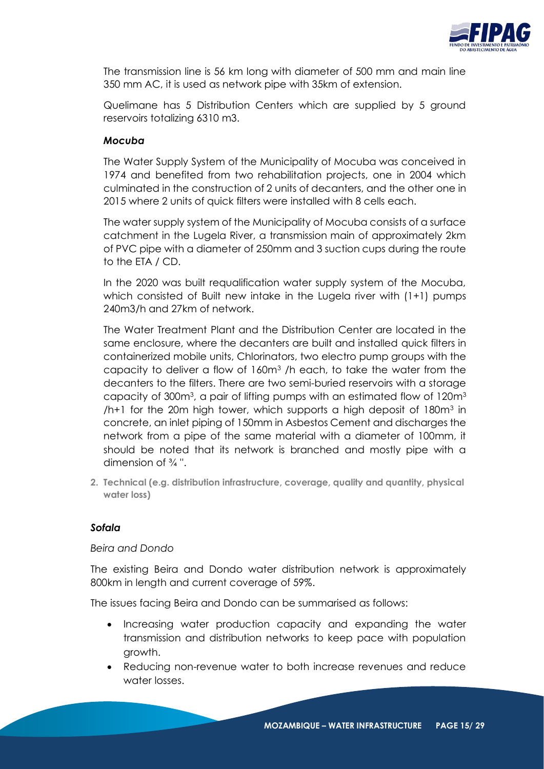The transmission line is 56 km long with diameter of 500 mm and main line 350 mm AC, it is used as network pipe with 35km of extension.

Quelimane has 5 Distribution Centers which are supplied by 5 ground reservoirs totalizing 6310 m3.

***Mocuba***

The Water Supply System of the Municipality of Mocuba was conceived in 1974 and benefited from two rehabilitation projects, one in 2004 which culminated in the construction of 2 units of decanters, and the other one in 2015 where 2 units of quick filters were installed with 8 cells each.

The water supply system of the Municipality of Mocuba consists of a surface catchment in the Lugela River, a transmission main of approximately 2km of PVC pipe with a diameter of 250mm and 3 suction cups during the route to the ETA / CD.

In the 2020 was built requalification water supply system of the Mocuba, which consisted of Built new intake in the Lugela river with (1+1) pumps 240m3/h and 27km of network.

The Water Treatment Plant and the Distribution Center are located in the same enclosure, where the decanters are built and installed quick filters in containerized mobile units, Chlorinators, two electro pump groups with the capacity to deliver a flow of 160m$^3$ /h each, to take the water from the decanters to the filters. There are two semi-buried reservoirs with a storage capacity of 300m$^3$, a pair of lifting pumps with an estimated flow of 120m$^3$ /h+1 for the 20m high tower, which supports a high deposit of 180m$^3$ in concrete, an inlet piping of 150mm in Asbestos Cement and discharges the network from a pipe of the same material with a diameter of 100mm, it should be noted that its network is branched and mostly pipe with a dimension of ¾ ".

2. **Technical (e.g. distribution infrastructure, coverage, quality and quantity, physical water loss)**

***Sofala***

*Beira and Dondo*

The existing Beira and Dondo water distribution network is approximately 800km in length and current coverage of 59%.

The issues facing Beira and Dondo can be summarised as follows:

- Increasing water production capacity and expanding the water transmission and distribution networks to keep pace with population growth.
- Reducing non-revenue water to both increase revenues and reduce water losses.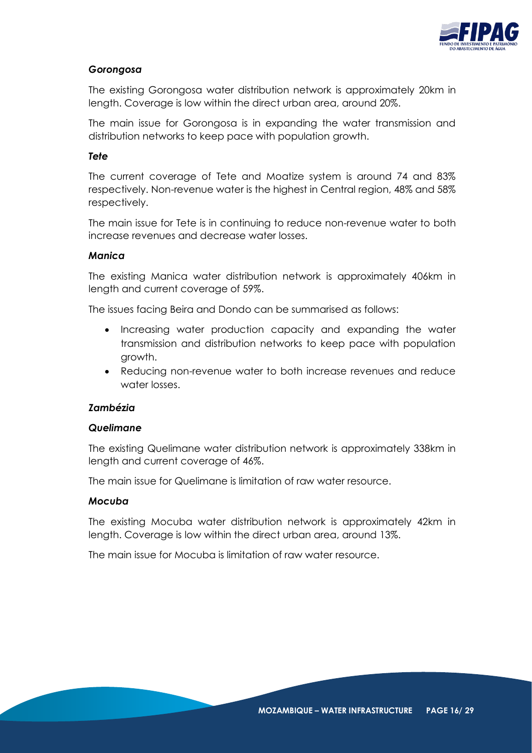### *Gorongosa*

The existing Gorongosa water distribution network is approximately 20km in length. Coverage is low within the direct urban area, around 20%.

The main issue for Gorongosa is in expanding the water transmission and distribution networks to keep pace with population growth.

### *Tete*

The current coverage of Tete and Moatize system is around 74 and 83% respectively. Non-revenue water is the highest in Central region, 48% and 58% respectively.

The main issue for Tete is in continuing to reduce non-revenue water to both increase revenues and decrease water losses.

### *Manica*

The existing Manica water distribution network is approximately 406km in length and current coverage of 59%.

The issues facing Beira and Dondo can be summarised as follows:

- Increasing water production capacity and expanding the water transmission and distribution networks to keep pace with population growth.
- Reducing non-revenue water to both increase revenues and reduce water losses.

### *Zambézia*

### *Quelimane*

The existing Quelimane water distribution network is approximately 338km in length and current coverage of 46%.

The main issue for Quelimane is limitation of raw water resource.

### *Mocuba*

The existing Mocuba water distribution network is approximately 42km in length. Coverage is low within the direct urban area, around 13%.

The main issue for Mocuba is limitation of raw water resource.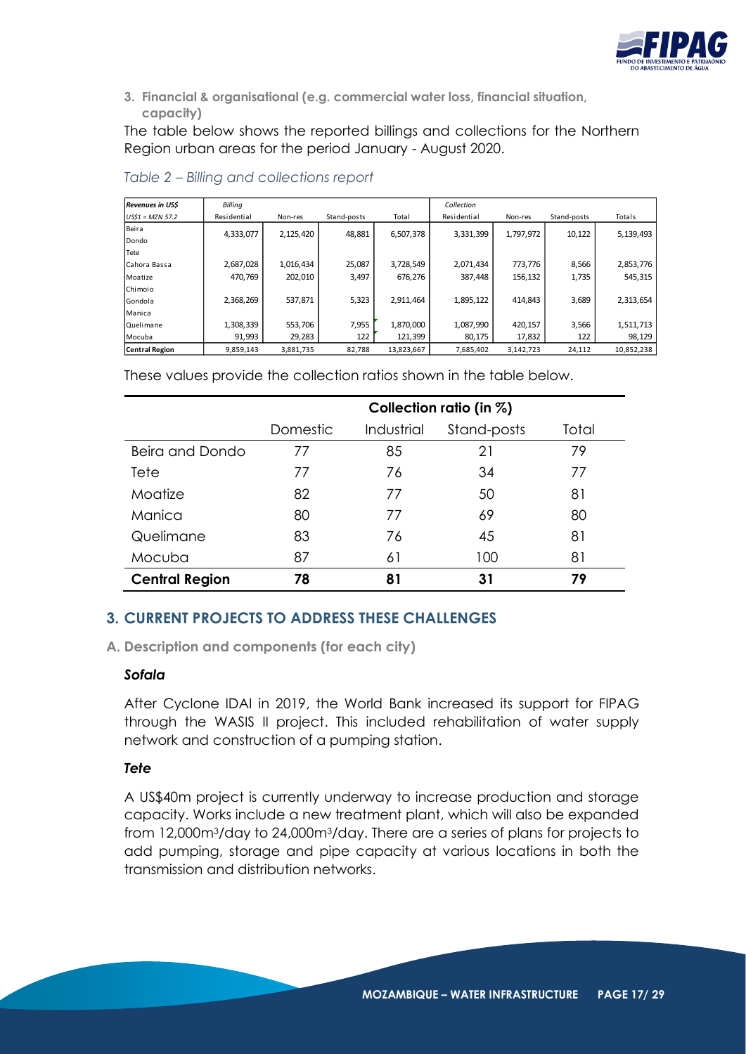3. **Financial & organisational (e.g. commercial water loss, financial situation, capacity)**

The table below shows the reported billings and collections for the Northern Region urban areas for the period January - August 2020.

*Table 2 – Billing and collections report*

| *Revenues in US$* | *Billing* | | | | *Collection* | | | |
|---|---|---|---|---|---|---|---|---|
| *US$1 = MZN 57.2* | Residential | Non-res | Stand-posts | Total | Residential | Non-res | Stand-posts | Totals |
| Beira<br>Dondo | 4,333,077 | 2,125,420 | 48,881 | 6,507,378 | 3,331,399 | 1,797,972 | 10,122 | 5,139,493 |
| Tete<br>Cahora Bassa | 2,687,028 | 1,016,434 | 25,087 | 3,728,549 | 2,071,434 | 773,776 | 8,566 | 2,853,776 |
| Moatize | 470,769 | 202,010 | 3,497 | 676,276 | 387,448 | 156,132 | 1,735 | 545,315 |
| Chimoio<br>Gondola<br>Manica | 2,368,269 | 537,871 | 5,323 | 2,911,464 | 1,895,122 | 414,843 | 3,689 | 2,313,654 |
| Quelimane | 1,308,339 | 553,706 | 7,955 | 1,870,000 | 1,087,990 | 420,157 | 3,566 | 1,511,713 |
| Mocuba | 91,993 | 29,283 | 122 | 121,399 | 80,175 | 17,832 | 122 | 98,129 |
| **Central Region** | 9,859,143 | 3,881,735 | 82,788 | 13,823,667 | 7,685,402 | 3,142,723 | 24,112 | 10,852,238 |

These values provide the collection ratios shown in the table below.

| | Collection ratio (in %) | | | |
|---|---|---|---|---|
| | Domestic | Industrial | Stand-posts | Total |
| Beira and Dondo | 77 | 85 | 21 | 79 |
| Tete | 77 | 76 | 34 | 77 |
| Moatize | 82 | 77 | 50 | 81 |
| Manica | 80 | 77 | 69 | 80 |
| Quelimane | 83 | 76 | 45 | 81 |
| Mocuba | 87 | 61 | 100 | 81 |
| **Central Region** | **78** | **81** | **31** | **79** |

## 3. CURRENT PROJECTS TO ADDRESS THESE CHALLENGES

### A. Description and components (for each city)

#### *Sofala*

After Cyclone IDAI in 2019, the World Bank increased its support for FIPAG through the WASIS II project. This included rehabilitation of water supply network and construction of a pumping station.

#### *Tete*

A US$40m project is currently underway to increase production and storage capacity. Works include a new treatment plant, which will also be expanded from 12,000m$^3$/day to 24,000m$^3$/day. There are a series of plans for projects to add pumping, storage and pipe capacity at various locations in both the transmission and distribution networks.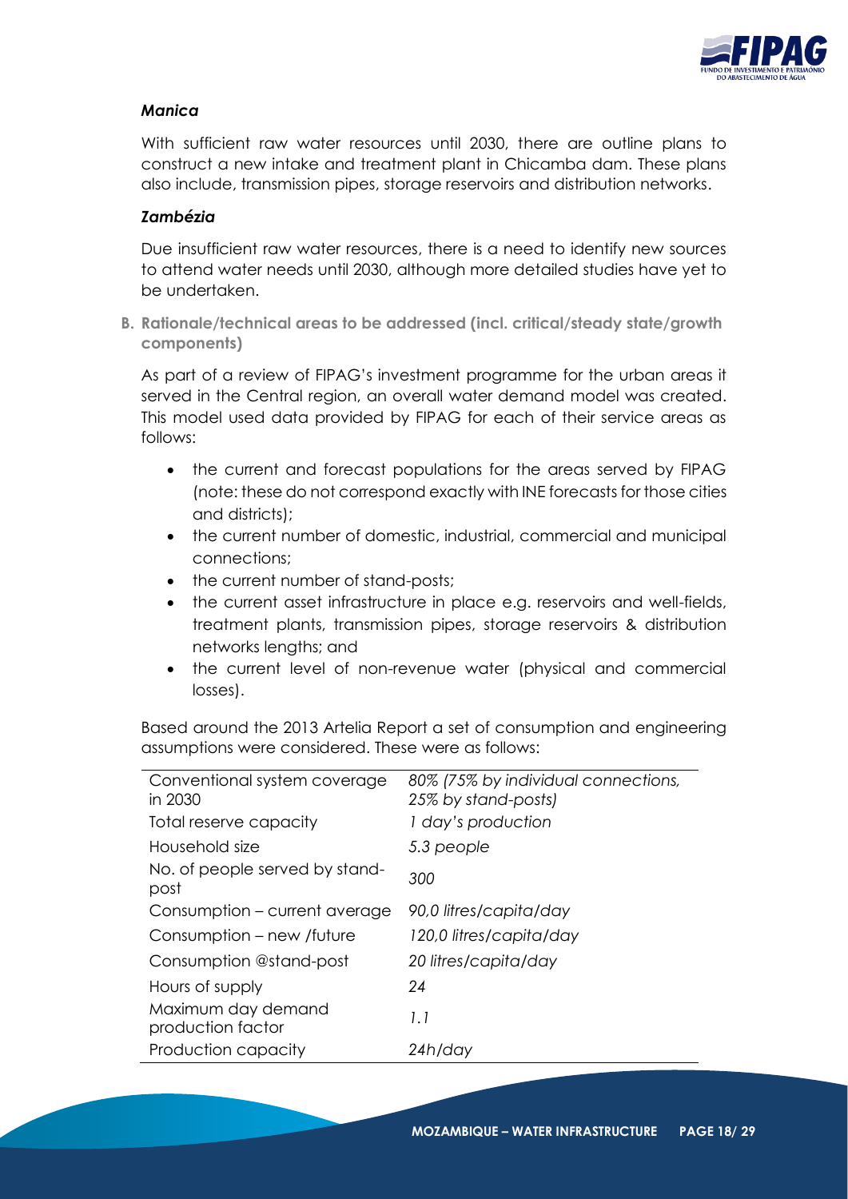### *Manica*

With sufficient raw water resources until 2030, there are outline plans to construct a new intake and treatment plant in Chicamba dam. These plans also include, transmission pipes, storage reservoirs and distribution networks.

### *Zambézia*

Due insufficient raw water resources, there is a need to identify new sources to attend water needs until 2030, although more detailed studies have yet to be undertaken.

**B. Rationale/technical areas to be addressed (incl. critical/steady state/growth components)**

As part of a review of FIPAG's investment programme for the urban areas it served in the Central region, an overall water demand model was created. This model used data provided by FIPAG for each of their service areas as follows:

- the current and forecast populations for the areas served by FIPAG (note: these do not correspond exactly with INE forecasts for those cities and districts);
- the current number of domestic, industrial, commercial and municipal connections;
- the current number of stand-posts;
- the current asset infrastructure in place e.g. reservoirs and well-fields, treatment plants, transmission pipes, storage reservoirs & distribution networks lengths; and
- the current level of non-revenue water (physical and commercial losses).

Based around the 2013 Artelia Report a set of consumption and engineering assumptions were considered. These were as follows:

| | |
|---|---|
| Conventional system coverage in 2030 | *80% (75% by individual connections, 25% by stand-posts)* |
| Total reserve capacity | *1 day's production* |
| Household size | *5.3 people* |
| No. of people served by stand-post | *300* |
| Consumption – current average | *90,0 litres/capita/day* |
| Consumption – new /future | *120,0 litres/capita/day* |
| Consumption @stand-post | *20 litres/capita/day* |
| Hours of supply | *24* |
| Maximum day demand production factor | *1.1* |
| Production capacity | *24h/day* |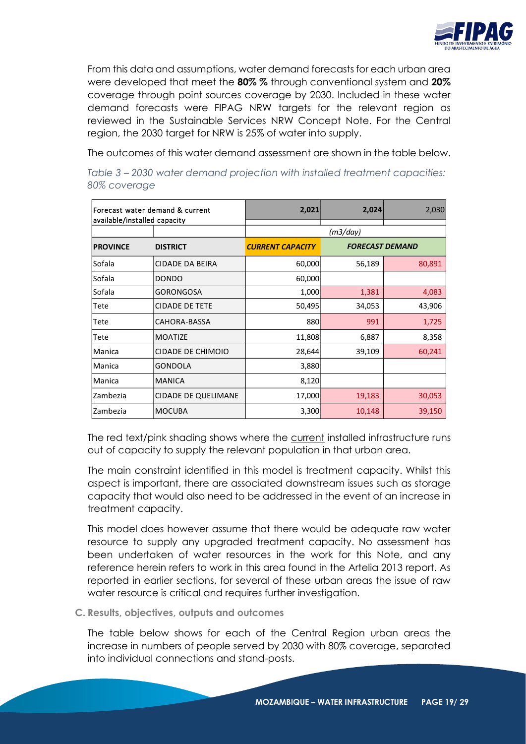From this data and assumptions, water demand forecasts for each urban area were developed that meet the **80% %** through conventional system and **20%** coverage through point sources coverage by 2030. Included in these water demand forecasts were FIPAG NRW targets for the relevant region as reviewed in the Sustainable Services NRW Concept Note. For the Central region, the 2030 target for NRW is 25% of water into supply.

The outcomes of this water demand assessment are shown in the table below.

*Table 3 – 2030 water demand projection with installed treatment capacities: 80% coverage*

| Forecast water demand & current available/installed capacity | | 2,021 | 2,024 | 2,030 |
|---|---|---|---|---|
| | | (m3/day) | | |
| **PROVINCE** | **DISTRICT** | ***CURRENT CAPACITY*** | ***FORECAST DEMAND*** | |
| Sofala | CIDADE DA BEIRA | 60,000 | 56,189 | 80,891 |
| Sofala | DONDO | 60,000 | | |
| Sofala | GORONGOSA | 1,000 | 1,381 | 4,083 |
| Tete | CIDADE DE TETE | 50,495 | 34,053 | 43,906 |
| Tete | CAHORA-BASSA | 880 | 991 | 1,725 |
| Tete | MOATIZE | 11,808 | 6,887 | 8,358 |
| Manica | CIDADE DE CHIMOIO | 28,644 | 39,109 | 60,241 |
| Manica | GONDOLA | 3,880 | | |
| Manica | MANICA | 8,120 | | |
| Zambezia | CIDADE DE QUELIMANE | 17,000 | 19,183 | 30,053 |
| Zambezia | MOCUBA | 3,300 | 10,148 | 39,150 |

The red text/pink shading shows where the current installed infrastructure runs out of capacity to supply the relevant population in that urban area.

The main constraint identified in this model is treatment capacity. Whilst this aspect is important, there are associated downstream issues such as storage capacity that would also need to be addressed in the event of an increase in treatment capacity.

This model does however assume that there would be adequate raw water resource to supply any upgraded treatment capacity. No assessment has been undertaken of water resources in the work for this Note, and any reference herein refers to work in this area found in the Artelia 2013 report. As reported in earlier sections, for several of these urban areas the issue of raw water resource is critical and requires further investigation.

### C. Results, objectives, outputs and outcomes

The table below shows for each of the Central Region urban areas the increase in numbers of people served by 2030 with 80% coverage, separated into individual connections and stand-posts.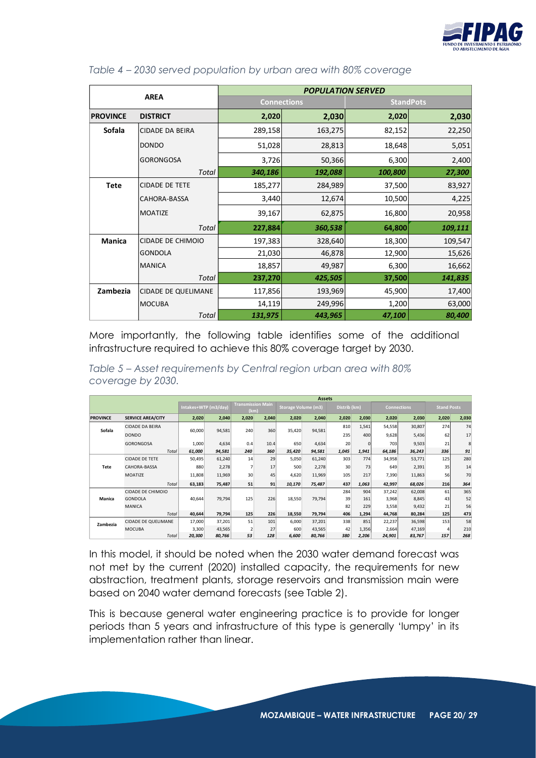*Table 4 – 2030 served population by urban area with 80% coverage*

| AREA | | POPULATION SERVED | | | |
|---|---|---|---|---|---|
| | | Connections | | StandPots | |
| PROVINCE | DISTRICT | 2,020 | 2,030 | 2,020 | 2,030 |
| Sofala | CIDADE DA BEIRA | 289,158 | 163,275 | 82,152 | 22,250 |
| | DONDO | 51,028 | 28,813 | 18,648 | 5,051 |
| | GORONGOSA | 3,726 | 50,366 | 6,300 | 2,400 |
| | *Total* | ***340,186*** | ***192,088*** | ***100,800*** | ***27,300*** |
| Tete | CIDADE DE TETE | 185,277 | 284,989 | 37,500 | 83,927 |
| | CAHORA-BASSA | 3,440 | 12,674 | 10,500 | 4,225 |
| | MOATIZE | 39,167 | 62,875 | 16,800 | 20,958 |
| | *Total* | ***227,884*** | ***360,538*** | ***64,800*** | ***109,111*** |
| Manica | CIDADE DE CHIMOIO | 197,383 | 328,640 | 18,300 | 109,547 |
| | GONDOLA | 21,030 | 46,878 | 12,900 | 15,626 |
| | MANICA | 18,857 | 49,987 | 6,300 | 16,662 |
| | *Total* | ***237,270*** | ***425,505*** | ***37,500*** | ***141,835*** |
| Zambezia | CIDADE DE QUELIMANE | 117,856 | 193,969 | 45,900 | 17,400 |
| | MOCUBA | 14,119 | 249,996 | 1,200 | 63,000 |
| | *Total* | ***131,975*** | ***443,965*** | ***47,100*** | ***80,400*** |

More importantly, the following table identifies some of the additional infrastructure required to achieve this 80% coverage target by 2030.

*Table 5 – Asset requirements by Central region urban area with 80% coverage by 2030.*

| | | Assets | | | | | | | | | | | |
|---|---|---|---|---|---|---|---|---|---|---|---|---|---|
| | | Intakes+WTP (m3/day) | | Transmission Main (km) | | Storage Volume (m3) | | Distrib (km) | | Connections | | Stand Posts | |
| PROVINCE | SERVICE AREA/CITY | 2,020 | 2,040 | 2,020 | 2,040 | 2,020 | 2,040 | 2,020 | 2,030 | 2,020 | 2,030 | 2,020 | 2,030 |
| Sofala | CIDADE DA BEIRA | 60,000 | 94,581 | 240 | 360 | 35,420 | 94,581 | 810 | 1,541 | 54,558 | 30,807 | 274 | 74 |
| | DONDO | | | | | | | 235 | 400 | 9,628 | 5,436 | 62 | 17 |
| | GORONGOSA | 1,000 | 4,634 | 0.4 | 10.4 | 650 | 4,634 | 20 | 0 | 703 | 9,503 | 21 | 8 |
| | *Total* | *61,000* | *94,581* | *240* | *360* | *35,420* | *94,581* | *1,045* | *1,941* | *64,186* | *36,243* | *336* | *91* |
| Tete | CIDADE DE TETE | 50,495 | 61,240 | 14 | 29 | 5,050 | 61,240 | 303 | 774 | 34,958 | 53,771 | 125 | 280 |
| | CAHORA-BASSA | 880 | 2,278 | 7 | 17 | 500 | 2,278 | 30 | 73 | 649 | 2,391 | 35 | 14 |
| | MOATIZE | 11,808 | 11,969 | 30 | 45 | 4,620 | 11,969 | 105 | 217 | 7,390 | 11,863 | 56 | 70 |
| | *Total* | *63,183* | *75,487* | *51* | *91* | *10,170* | *75,487* | *437* | *1,063* | *42,997* | *68,026* | *216* | *364* |
| Manica | CIDADE DE CHIMOIO | 40,644 | 79,794 | 125 | 226 | 18,550 | 79,794 | 284 | 904 | 37,242 | 62,008 | 61 | 365 |
| | GONDOLA | | | | | | | 39 | 161 | 3,968 | 8,845 | 43 | 52 |
| | MANICA | | | | | | | 82 | 229 | 3,558 | 9,432 | 21 | 56 |
| | *Total* | *40,644* | *79,794* | *125* | *226* | *18,550* | *79,794* | *406* | *1,294* | *44,768* | *80,284* | *125* | *473* |
| Zambezia | CIDADE DE QUELIMANE | 17,000 | 37,201 | 51 | 101 | 6,000 | 37,201 | 338 | 851 | 22,237 | 36,598 | 153 | 58 |
| | MOCUBA | 3,300 | 43,565 | 2 | 27 | 600 | 43,565 | 42 | 1,356 | 2,664 | 47,169 | 4 | 210 |
| | *Total* | *20,300* | *80,766* | *53* | *128* | *6,600* | *80,766* | *380* | *2,206* | *24,901* | *83,767* | *157* | *268* |

In this model, it should be noted when the 2030 water demand forecast was not met by the current (2020) installed capacity, the requirements for new abstraction, treatment plants, storage reservoirs and transmission main were based on 2040 water demand forecasts (see Table 2).

This is because general water engineering practice is to provide for longer periods than 5 years and infrastructure of this type is generally 'lumpy' in its implementation rather than linear.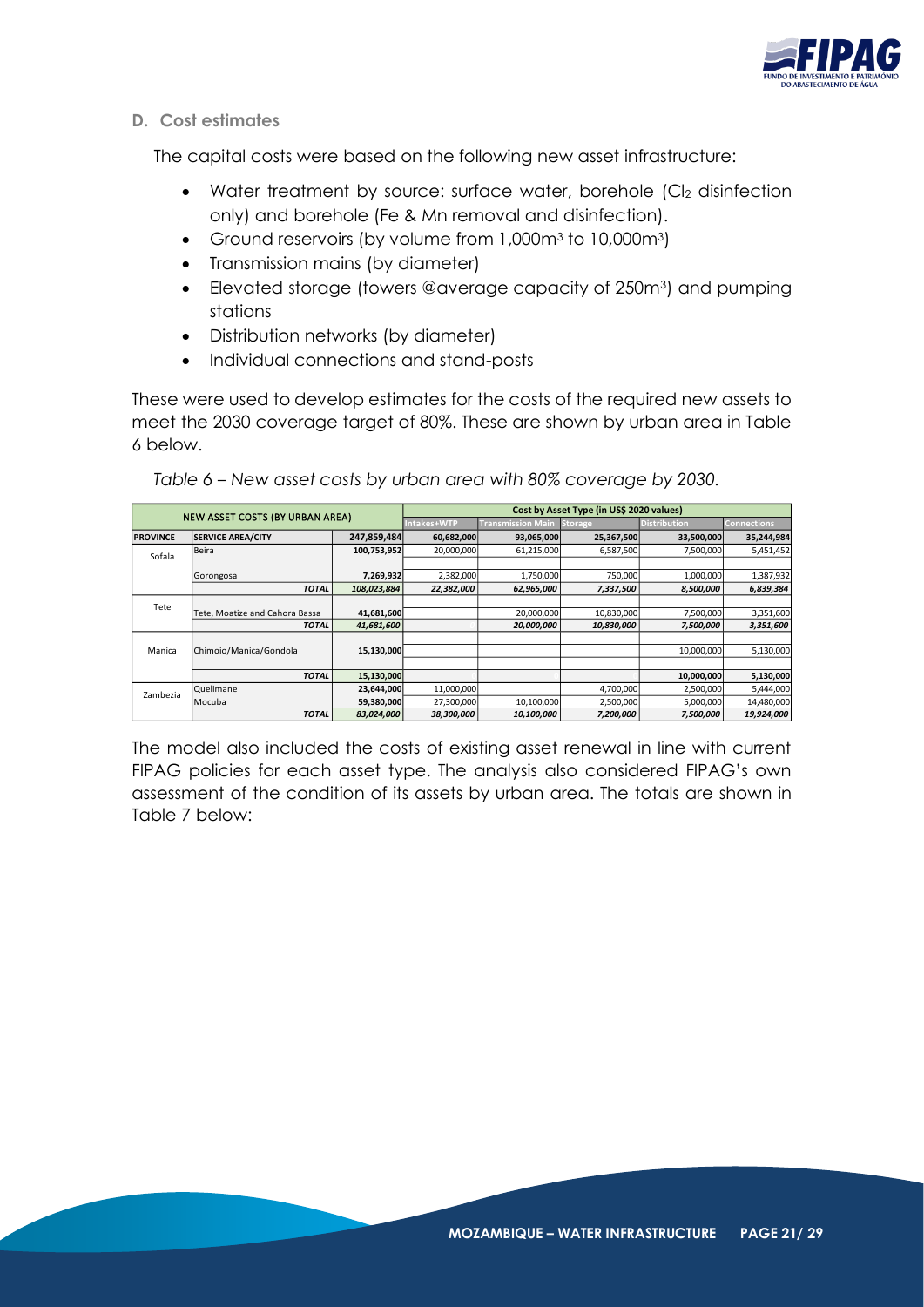## D. Cost estimates

The capital costs were based on the following new asset infrastructure:

- Water treatment by source: surface water, borehole ($Cl_2$ disinfection only) and borehole (Fe & Mn removal and disinfection).
- Ground reservoirs (by volume from 1,000m$^3$ to 10,000m$^3$)
- Transmission mains (by diameter)
- Elevated storage (towers @average capacity of 250m$^3$) and pumping stations
- Distribution networks (by diameter)
- Individual connections and stand-posts

These were used to develop estimates for the costs of the required new assets to meet the 2030 coverage target of 80%. These are shown by urban area in Table 6 below.

*Table 6 – New asset costs by urban area with 80% coverage by 2030.*

| NEW ASSET COSTS (BY URBAN AREA) | | | Cost by Asset Type (in US$ 2020 values) | | | | |
|---|---|---|---|---|---|---|---|
| | | | Intakes+WTP | Transmission Main | Storage | Distribution | Connections |
| PROVINCE | SERVICE AREA/CITY | 247,859,484 | 60,682,000 | 93,065,000 | 25,367,500 | 33,500,000 | 35,244,984 |
| Sofala | Beira | 100,753,952 | 20,000,000 | 61,215,000 | 6,587,500 | 7,500,000 | 5,451,452 |
| | Gorongosa | 7,269,932 | 2,382,000 | 1,750,000 | 750,000 | 1,000,000 | 1,387,932 |
| | *TOTAL* | *108,023,884* | *22,382,000* | *62,965,000* | *7,337,500* | *8,500,000* | *6,839,384* |
| Tete | Tete, Moatize and Cahora Bassa | 41,681,600 | | 20,000,000 | 10,830,000 | 7,500,000 | 3,351,600 |
| | *TOTAL* | *41,681,600* | | *20,000,000* | *10,830,000* | *7,500,000* | *3,351,600* |
| Manica | Chimoio/Manica/Gondola | 15,130,000 | | | | 10,000,000 | 5,130,000 |
| | *TOTAL* | *15,130,000* | | | | *10,000,000* | *5,130,000* |
| Zambezia | Quelimane | 23,644,000 | 11,000,000 | | 4,700,000 | 2,500,000 | 5,444,000 |
| | Mocuba | 59,380,000 | 27,300,000 | 10,100,000 | 2,500,000 | 5,000,000 | 14,480,000 |
| | *TOTAL* | *83,024,000* | *38,300,000* | *10,100,000* | *7,200,000* | *7,500,000* | *19,924,000* |

The model also included the costs of existing asset renewal in line with current FIPAG policies for each asset type. The analysis also considered FIPAG's own assessment of the condition of its assets by urban area. The totals are shown in Table 7 below: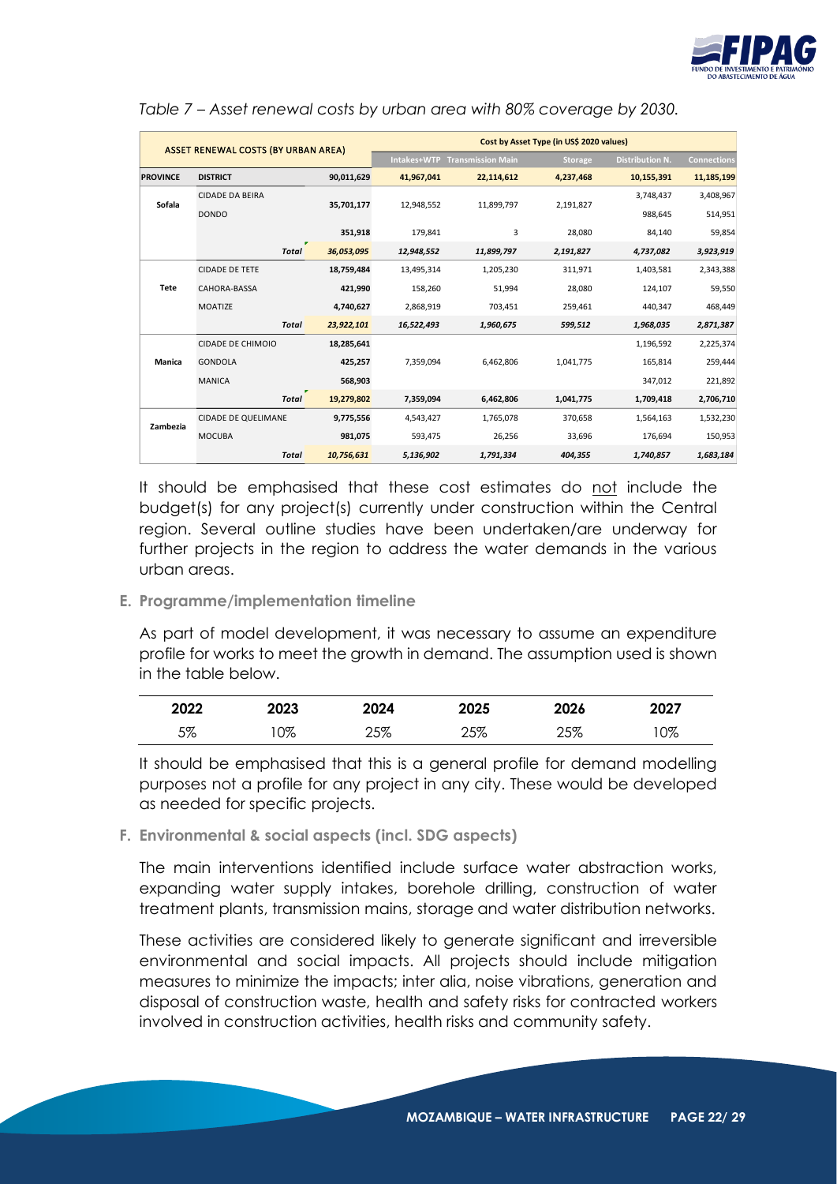*Table 7 – Asset renewal costs by urban area with 80% coverage by 2030.*

| ASSET RENEWAL COSTS (BY URBAN AREA) | | | Cost by Asset Type (in US$ 2020 values) | | | | |
|---|---|---|---|---|---|---|---|
| | | | Intakes+WTP | Transmission Main | Storage | Distribution N. | Connections |
| **PROVINCE** | **DISTRICT** | **90,011,629** | **41,967,041** | **22,114,612** | **4,237,468** | **10,155,391** | **11,185,199** |
| **Sofala** | CIDADE DA BEIRA | **35,701,177** | 12,948,552 | 11,899,797 | 2,191,827 | 3,748,437 | 3,408,967 |
| | DONDO | | | | | 988,645 | 514,951 |
| | | **351,918** | 179,841 | 3 | 28,080 | 84,140 | 59,854 |
| | ***Total*** | ***36,053,095*** | ***12,948,552*** | ***11,899,797*** | ***2,191,827*** | ***4,737,082*** | ***3,923,919*** |
| **Tete** | CIDADE DE TETE | **18,759,484** | 13,495,314 | 1,205,230 | 311,971 | 1,403,581 | 2,343,388 |
| | CAHORA-BASSA | **421,990** | 158,260 | 51,994 | 28,080 | 124,107 | 59,550 |
| | MOATIZE | **4,740,627** | 2,868,919 | 703,451 | 259,461 | 440,347 | 468,449 |
| | ***Total*** | ***23,922,101*** | ***16,522,493*** | ***1,960,675*** | ***599,512*** | ***1,968,035*** | ***2,871,387*** |
| **Manica** | CIDADE DE CHIMOIO | **18,285,641** | | | | 1,196,592 | 2,225,374 |
| | GONDOLA | **425,257** | 7,359,094 | 6,462,806 | 1,041,775 | 165,814 | 259,444 |
| | MANICA | **568,903** | | | | 347,012 | 221,892 |
| | ***Total*** | **19,279,802** | **7,359,094** | **6,462,806** | **1,041,775** | **1,709,418** | **2,706,710** |
| **Zambezia** | CIDADE DE QUELIMANE | **9,775,556** | 4,543,427 | 1,765,078 | 370,658 | 1,564,163 | 1,532,230 |
| | MOCUBA | **981,075** | 593,475 | 26,256 | 33,696 | 176,694 | 150,953 |
| | ***Total*** | ***10,756,631*** | ***5,136,902*** | ***1,791,334*** | ***404,355*** | ***1,740,857*** | ***1,683,184*** |

It should be emphasised that these cost estimates do not include the budget(s) for any project(s) currently under construction within the Central region. Several outline studies have been undertaken/are underway for further projects in the region to address the water demands in the various urban areas.

### E. Programme/implementation timeline

As part of model development, it was necessary to assume an expenditure profile for works to meet the growth in demand. The assumption used is shown in the table below.

| 2022 | 2023 | 2024 | 2025 | 2026 | 2027 |
|---|---|---|---|---|---|
| 5% | 10% | 25% | 25% | 25% | 10% |

It should be emphasised that this is a general profile for demand modelling purposes not a profile for any project in any city. These would be developed as needed for specific projects.

### F. Environmental & social aspects (incl. SDG aspects)

The main interventions identified include surface water abstraction works, expanding water supply intakes, borehole drilling, construction of water treatment plants, transmission mains, storage and water distribution networks.

These activities are considered likely to generate significant and irreversible environmental and social impacts. All projects should include mitigation measures to minimize the impacts; inter alia, noise vibrations, generation and disposal of construction waste, health and safety risks for contracted workers involved in construction activities, health risks and community safety.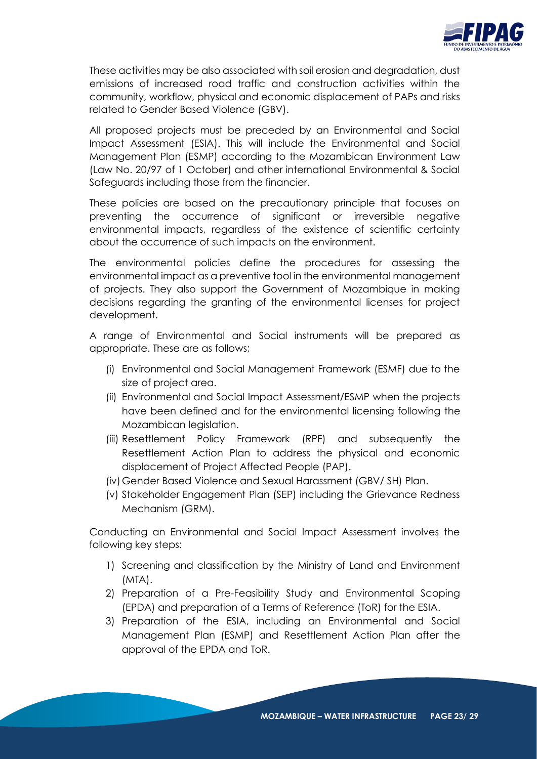These activities may be also associated with soil erosion and degradation, dust emissions of increased road traffic and construction activities within the community, workflow, physical and economic displacement of PAPs and risks related to Gender Based Violence (GBV).

All proposed projects must be preceded by an Environmental and Social Impact Assessment (ESIA). This will include the Environmental and Social Management Plan (ESMP) according to the Mozambican Environment Law (Law No. 20/97 of 1 October) and other international Environmental & Social Safeguards including those from the financier.

These policies are based on the precautionary principle that focuses on preventing the occurrence of significant or irreversible negative environmental impacts, regardless of the existence of scientific certainty about the occurrence of such impacts on the environment.

The environmental policies define the procedures for assessing the environmental impact as a preventive tool in the environmental management of projects. They also support the Government of Mozambique in making decisions regarding the granting of the environmental licenses for project development.

A range of Environmental and Social instruments will be prepared as appropriate. These are as follows;

(i) Environmental and Social Management Framework (ESMF) due to the size of project area.
(ii) Environmental and Social Impact Assessment/ESMP when the projects have been defined and for the environmental licensing following the Mozambican legislation.
(iii) Resettlement Policy Framework (RPF) and subsequently the Resettlement Action Plan to address the physical and economic displacement of Project Affected People (PAP).
(iv) Gender Based Violence and Sexual Harassment (GBV/ SH) Plan.
(v) Stakeholder Engagement Plan (SEP) including the Grievance Redness Mechanism (GRM).

Conducting an Environmental and Social Impact Assessment involves the following key steps:

1) Screening and classification by the Ministry of Land and Environment (MTA).
2) Preparation of a Pre-Feasibility Study and Environmental Scoping (EPDA) and preparation of a Terms of Reference (ToR) for the ESIA.
3) Preparation of the ESIA, including an Environmental and Social Management Plan (ESMP) and Resettlement Action Plan after the approval of the EPDA and ToR.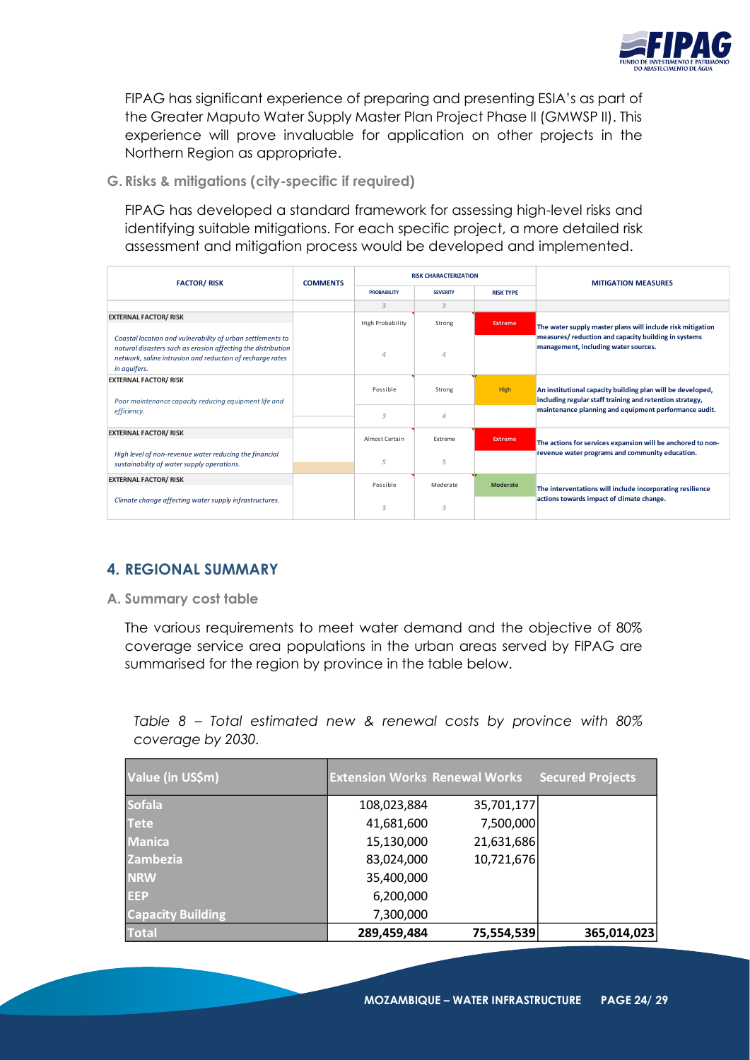FIPAG has significant experience of preparing and presenting ESIA's as part of the Greater Maputo Water Supply Master Plan Project Phase II (GMWSP II). This experience will prove invaluable for application on other projects in the Northern Region as appropriate.

### G. Risks & mitigations (city-specific if required)

FIPAG has developed a standard framework for assessing high-level risks and identifying suitable mitigations. For each specific project, a more detailed risk assessment and mitigation process would be developed and implemented.

| FACTOR/ RISK | COMMENTS | RISK CHARACTERIZATION | | | MITIGATION MEASURES |
|---|---|---|---|---|---|
| | | PROBABILITY | SEVERITY | RISK TYPE | |
| | | 3 | 3 | | |
| **EXTERNAL FACTOR/ RISK**<br>*Coastal location and vulnerability of urban settlements to natural disasters such as erosion affecting the distribution network, saline intrusion and reduction of recharge rates in aquifers.* | | High Probability<br>4 | Strong<br>4 | Extreme | **The water supply master plans will include risk mitigation measures/ reduction and capacity building in systems management, including water sources.** |
| **EXTERNAL FACTOR/ RISK**<br>*Poor maintenance capacity reducing equipment life and efficiency.* | | Possible<br>3 | Strong<br>4 | High | **An institutional capacity building plan will be developed, including regular staff training and retention strategy, maintenance planning and equipment performance audit.** |
| **EXTERNAL FACTOR/ RISK**<br>*High level of non-revenue water reducing the financial sustainability of water supply operations.* | | Almost Certain<br>5 | Extreme<br>5 | Extreme | **The actions for services expansion will be anchored to non-revenue water programs and community education.** |
| **EXTERNAL FACTOR/ RISK**<br>*Climate change affecting water supply infrastructures.* | | Possible<br>3 | Moderate<br>3 | Moderate | **The interventations will include incorporating resilience actions towards impact of climate change.** |

## 4. REGIONAL SUMMARY

### A. Summary cost table

The various requirements to meet water demand and the objective of 80% coverage service area populations in the urban areas served by FIPAG are summarised for the region by province in the table below.

*Table 8 – Total estimated new & renewal costs by province with 80% coverage by 2030.*

| Value (in US$m) | Extension Works | Renewal Works | Secured Projects |
|---|---|---|---|
| Sofala | 108,023,884 | 35,701,177 | |
| Tete | 41,681,600 | 7,500,000 | |
| Manica | 15,130,000 | 21,631,686 | |
| Zambezia | 83,024,000 | 10,721,676 | |
| NRW | 35,400,000 | | |
| EEP | 6,200,000 | | |
| Capacity Building | 7,300,000 | | |
| **Total** | **289,459,484** | **75,554,539** | **365,014,023** |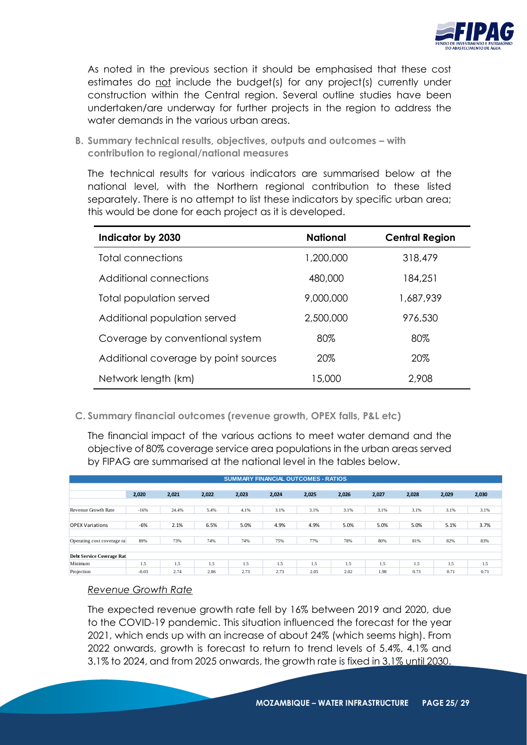As noted in the previous section it should be emphasised that these cost estimates do not include the budget(s) for any project(s) currently under construction within the Central region. Several outline studies have been undertaken/are underway for further projects in the region to address the water demands in the various urban areas.

**B. Summary technical results, objectives, outputs and outcomes – with contribution to regional/national measures**

The technical results for various indicators are summarised below at the national level, with the Northern regional contribution to these listed separately. There is no attempt to list these indicators by specific urban area; this would be done for each project as it is developed.

| Indicator by 2030 | National | Central Region |
|---|---|---|
| Total connections | 1,200,000 | 318,479 |
| Additional connections | 480,000 | 184,251 |
| Total population served | 9,000,000 | 1,687,939 |
| Additional population served | 2,500,000 | 976,530 |
| Coverage by conventional system | 80% | 80% |
| Additional coverage by point sources | 20% | 20% |
| Network length (km) | 15,000 | 2,908 |

**C. Summary financial outcomes (revenue growth, OPEX falls, P&L etc)**

The financial impact of the various actions to meet water demand and the objective of 80% coverage service area populations in the urban areas served by FIPAG are summarised at the national level in the tables below.

| SUMMARY FINANCIAL OUTCOMES - RATIOS | | | | | | | | | | | |
|---|---|---|---|---|---|---|---|---|---|---|---|
| | 2,020 | 2,021 | 2,022 | 2,023 | 2,024 | 2,025 | 2,026 | 2,027 | 2,028 | 2,029 | 2,030 |
| Revenue Growth Rate | -16% | 24.4% | 5.4% | 4.1% | 3.1% | 3.1% | 3.1% | 3.1% | 3.1% | 3.1% | 3.1% |
| OPEX Variations | -6% | 2.1% | 6.5% | 5.0% | 4.9% | 4.9% | 5.0% | 5.0% | 5.0% | 5.1% | 3.7% |
| Operating cost coverage ra | 89% | 73% | 74% | 74% | 75% | 77% | 78% | 80% | 81% | 82% | 83% |
| **Debt Service Coverage Rat** | | | | | | | | | | | |
| Minimum | 1.5 | 1.5 | 1.5 | 1.5 | 1.5 | 1.5 | 1.5 | 1.5 | 1.5 | 1.5 | 1.5 |
| Projection | -0.03 | 2.74 | 2.86 | 2.73 | 2.73 | 2.05 | 2.02 | 1.98 | 0.73 | 0.71 | 0.71 |

*Revenue Growth Rate*

The expected revenue growth rate fell by 16% between 2019 and 2020, due to the COVID-19 pandemic. This situation influenced the forecast for the year 2021, which ends up with an increase of about 24% (which seems high). From 2022 onwards, growth is forecast to return to trend levels of 5.4%, 4.1% and 3.1% to 2024, and from 2025 onwards, the growth rate is fixed in 3.1% until 2030.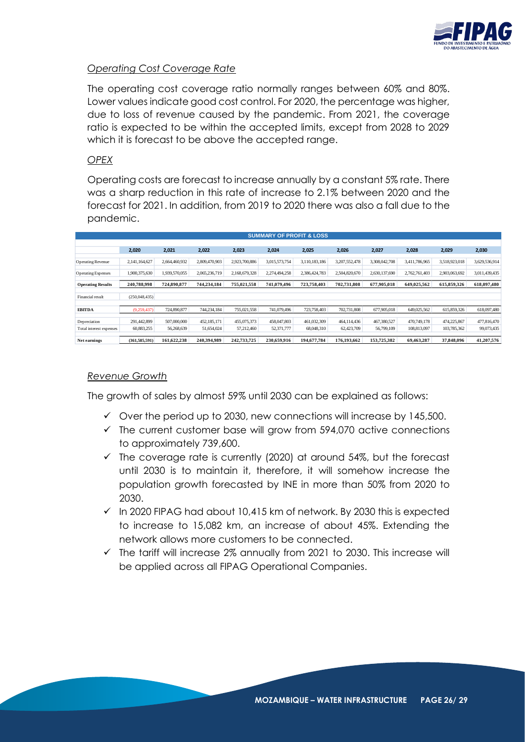### *Operating Cost Coverage Rate*

The operating cost coverage ratio normally ranges between 60% and 80%. Lower values indicate good cost control. For 2020, the percentage was higher, due to loss of revenue caused by the pandemic. From 2021, the coverage ratio is expected to be within the accepted limits, except from 2028 to 2029 which it is forecast to be above the accepted range.

### *OPEX*

Operating costs are forecast to increase annually by a constant 5% rate. There was a sharp reduction in this rate of increase to 2.1% between 2020 and the forecast for 2021. In addition, from 2019 to 2020 there was also a fall due to the pandemic.

| SUMMARY OF PROFIT & LOSS | | | | | | | | | | | |
|---|---|---|---|---|---|---|---|---|---|---|---|
| | 2,020 | 2,021 | 2,022 | 2,023 | 2,024 | 2,025 | 2,026 | 2,027 | 2,028 | 2,029 | 2,030 |
| Operating Revenue | 2,141,164,627 | 2,664,460,932 | 2,809,470,903 | 2,923,700,886 | 3,015,573,754 | 3,110,183,186 | 3,207,552,478 | 3,308,042,708 | 3,411,786,965 | 3,518,923,018 | 3,629,536,914 |
| Operating Expenses | 1,900,375,630 | 1,939,570,055 | 2,065,236,719 | 2,168,679,328 | 2,274,494,258 | 2,386,424,783 | 2,504,820,670 | 2,630,137,690 | 2,762,761,403 | 2,903,063,692 | 3,011,439,435 |
| **Operating Results** | **240,788,998** | **724,890,877** | **744,234,184** | **755,021,558** | **741,079,496** | **723,758,403** | **702,731,808** | **677,905,018** | **649,025,562** | **615,859,326** | **618,097,480** |
| Financial result | (250,048,435) | | | | | | | | | | |
| **EBITDA** | (9,259,437) | 724,890,877 | 744,234,184 | 755,021,558 | 741,079,496 | 723,758,403 | 702,731,808 | 677,905,018 | 649,025,562 | 615,859,326 | 618,097,480 |
| Depreciation | 291,442,899 | 507,000,000 | 452,185,171 | 455,075,373 | 458,047,803 | 461,032,309 | 464,114,436 | 467,380,527 | 470,749,178 | 474,225,867 | 477,816,470 |
| Total interest expenses | 60,883,255 | 56,268,639 | 51,654,024 | 57,212,460 | 52,371,777 | 68,048,310 | 62,423,709 | 56,799,109 | 108,813,097 | 103,785,362 | 99,073,435 |
| **Net earnings** | **(361,585,591)** | **161,622,238** | **240,394,989** | **242,733,725** | **230,659,916** | **194,677,784** | **176,193,662** | **153,725,382** | **69,463,287** | **37,848,096** | **41,207,576** |

### *Revenue Growth*

The growth of sales by almost 59% until 2030 can be explained as follows:

- ✓ Over the period up to 2030, new connections will increase by 145,500.
- ✓ The current customer base will grow from 594,070 active connections to approximately 739,600.
- ✓ The coverage rate is currently (2020) at around 54%, but the forecast until 2030 is to maintain it, therefore, it will somehow increase the population growth forecasted by INE in more than 50% from 2020 to 2030.
- ✓ In 2020 FIPAG had about 10,415 km of network. By 2030 this is expected to increase to 15,082 km, an increase of about 45%. Extending the network allows more customers to be connected.
- ✓ The tariff will increase 2% annually from 2021 to 2030. This increase will be applied across all FIPAG Operational Companies.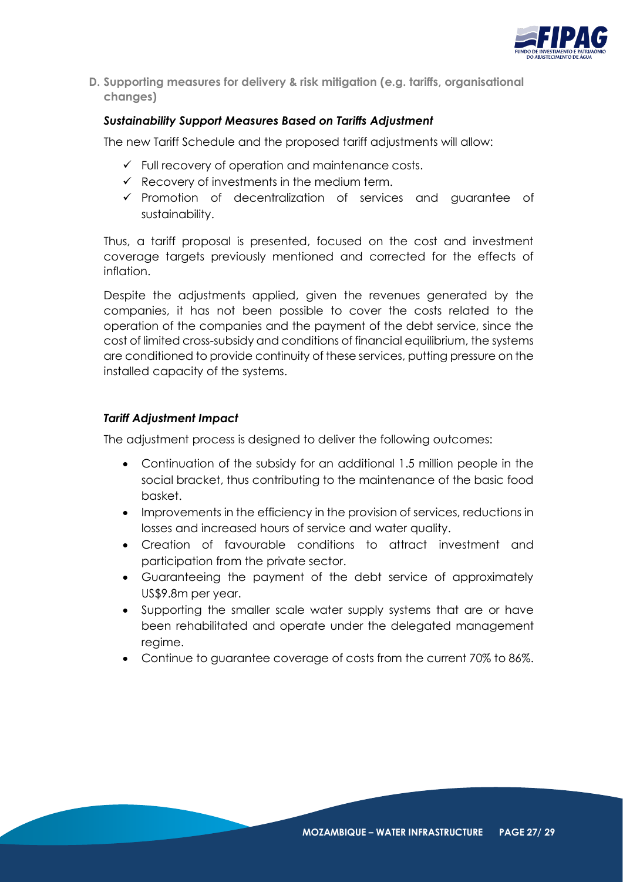## D. Supporting measures for delivery & risk mitigation (e.g. tariffs, organisational changes)

### *Sustainability Support Measures Based on Tariffs Adjustment*

The new Tariff Schedule and the proposed tariff adjustments will allow:

- ✓ Full recovery of operation and maintenance costs.
- ✓ Recovery of investments in the medium term.
- ✓ Promotion of decentralization of services and guarantee of sustainability.

Thus, a tariff proposal is presented, focused on the cost and investment coverage targets previously mentioned and corrected for the effects of inflation.

Despite the adjustments applied, given the revenues generated by the companies, it has not been possible to cover the costs related to the operation of the companies and the payment of the debt service, since the cost of limited cross-subsidy and conditions of financial equilibrium, the systems are conditioned to provide continuity of these services, putting pressure on the installed capacity of the systems.

### *Tariff Adjustment Impact*

The adjustment process is designed to deliver the following outcomes:

- Continuation of the subsidy for an additional 1.5 million people in the social bracket, thus contributing to the maintenance of the basic food basket.
- Improvements in the efficiency in the provision of services, reductions in losses and increased hours of service and water quality.
- Creation of favourable conditions to attract investment and participation from the private sector.
- Guaranteeing the payment of the debt service of approximately US$9.8m per year.
- Supporting the smaller scale water supply systems that are or have been rehabilitated and operate under the delegated management regime.
- Continue to guarantee coverage of costs from the current 70% to 86%.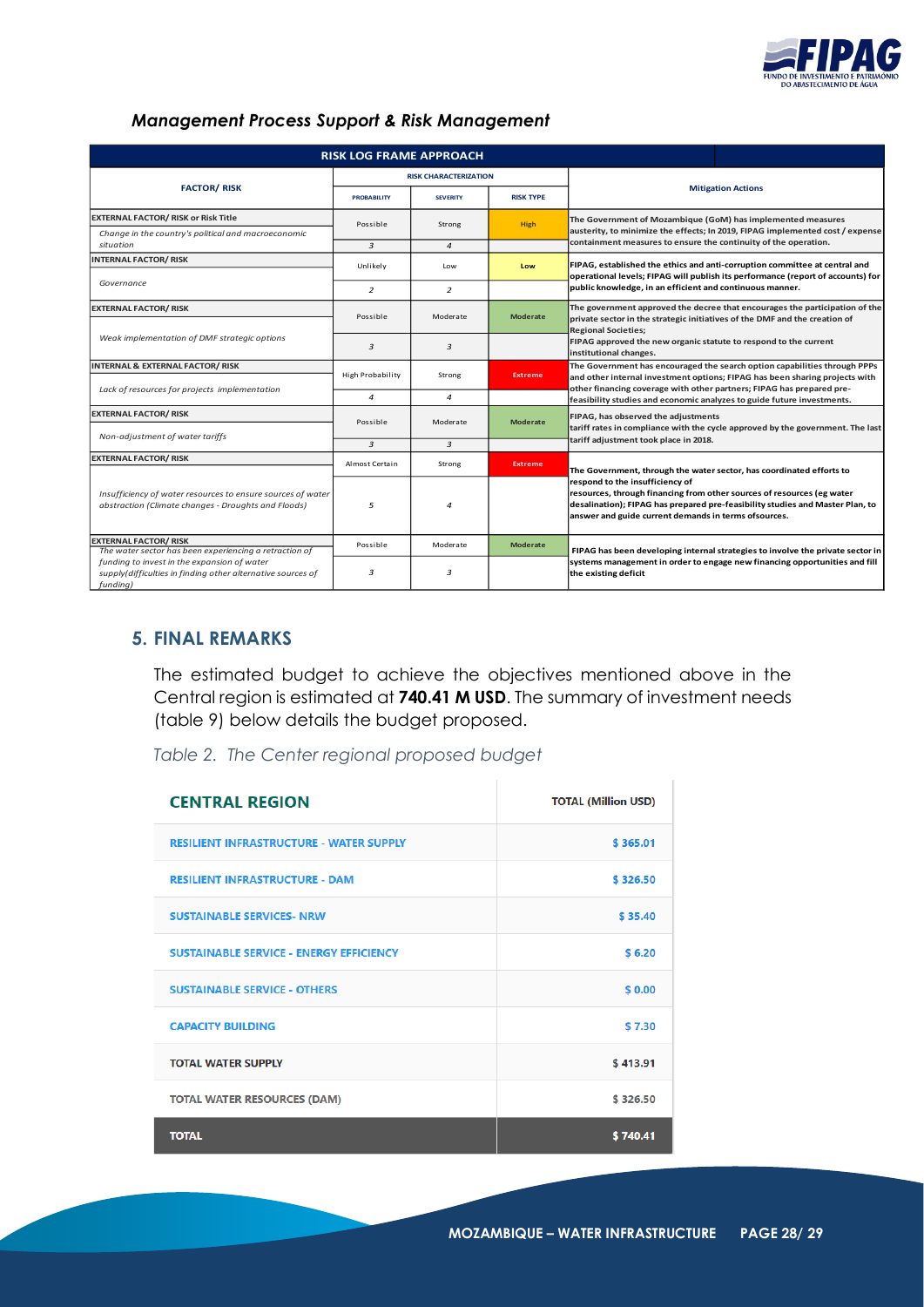### *Management Process Support & Risk Management*

| RISK LOG FRAME APPROACH | | | | |
|---|---|---|---|---|
| **FACTOR/ RISK** | **RISK CHARACTERIZATION** | | | **Mitigation Actions** |
| | **PROBABILITY** | **SEVERITY** | **RISK TYPE** | |
| **EXTERNAL FACTOR/ RISK or Risk Title** *Change in the country's political and macroeconomic situation* | Possible (3) | Strong (4) | High | The Government of Mozambique (GoM) has implemented measures austerity, to minimize the effects; In 2019, FIPAG implemented cost / expense containment measures to ensure the continuity of the operation. |
| **INTERNAL FACTOR/ RISK** *Governance* | Unlikely (2) | Low (2) | Low | FIPAG, established the ethics and anti-corruption committee at central and operational levels; FIPAG will publish its performance (report of accounts) for public knowledge, in an efficient and continuous manner. |
| **EXTERNAL FACTOR/ RISK** *Weak implementation of DMF strategic options* | Possible (3) | Moderate (3) | Moderate | The government approved the decree that encourages the participation of the private sector in the strategic initiatives of the DMF and the creation of Regional Societies; FIPAG approved the new organic statute to respond to the current institutional changes. |
| **INTERNAL & EXTERNAL FACTOR/ RISK** *Lack of resources for projects implementation* | High Probability (4) | Strong (4) | Extreme | The Government has encouraged the search option capabilities through PPPs and other internal investment options; FIPAG has been sharing projects with other financing coverage with other partners; FIPAG has prepared pre-feasibility studies and economic analyzes to guide future investments. |
| **EXTERNAL FACTOR/ RISK** *Non-adjustment of water tariffs* | Possible (3) | Moderate (3) | Moderate | FIPAG, has observed the adjustments tariff rates in compliance with the cycle approved by the government. The last tariff adjustment took place in 2018. |
| **EXTERNAL FACTOR/ RISK** *Insufficiency of water resources to ensure sources of water abstraction (Climate changes - Droughts and Floods)* | Almost Certain (5) | Strong (4) | Extreme | The Government, through the water sector, has coordinated efforts to respond to the insufficiency of resources, through financing from other sources of resources (eg water desalination); FIPAG has prepared pre-feasibility studies and Master Plan, to answer and guide current demands in terms ofsources. |
| **EXTERNAL FACTOR/ RISK** *The water sector has been experiencing a retraction of funding to invest in the expansion of water supply(difficulties in finding other alternative sources of funding)* | Possible (3) | Moderate (3) | Moderate | FIPAG has been developing internal strategies to involve the private sector in systems management in order to engage new financing opportunities and fill the existing deficit |

## 5. FINAL REMARKS

The estimated budget to achieve the objectives mentioned above in the Central region is estimated at **740.41 M USD**. The summary of investment needs (table 9) below details the budget proposed.

*Table 2. The Center regional proposed budget*

| CENTRAL REGION | TOTAL (Million USD) |
|---|---|
| RESILIENT INFRASTRUCTURE - WATER SUPPLY | $ 365.01 |
| RESILIENT INFRASTRUCTURE - DAM | $ 326.50 |
| SUSTAINABLE SERVICES- NRW | $ 35.40 |
| SUSTAINABLE SERVICE - ENERGY EFFICIENCY | $ 6.20 |
| SUSTAINABLE SERVICE - OTHERS | $ 0.00 |
| CAPACITY BUILDING | $ 7.30 |
| TOTAL WATER SUPPLY | $ 413.91 |
| TOTAL WATER RESOURCES (DAM) | $ 326.50 |
| **TOTAL** | **$ 740.41** |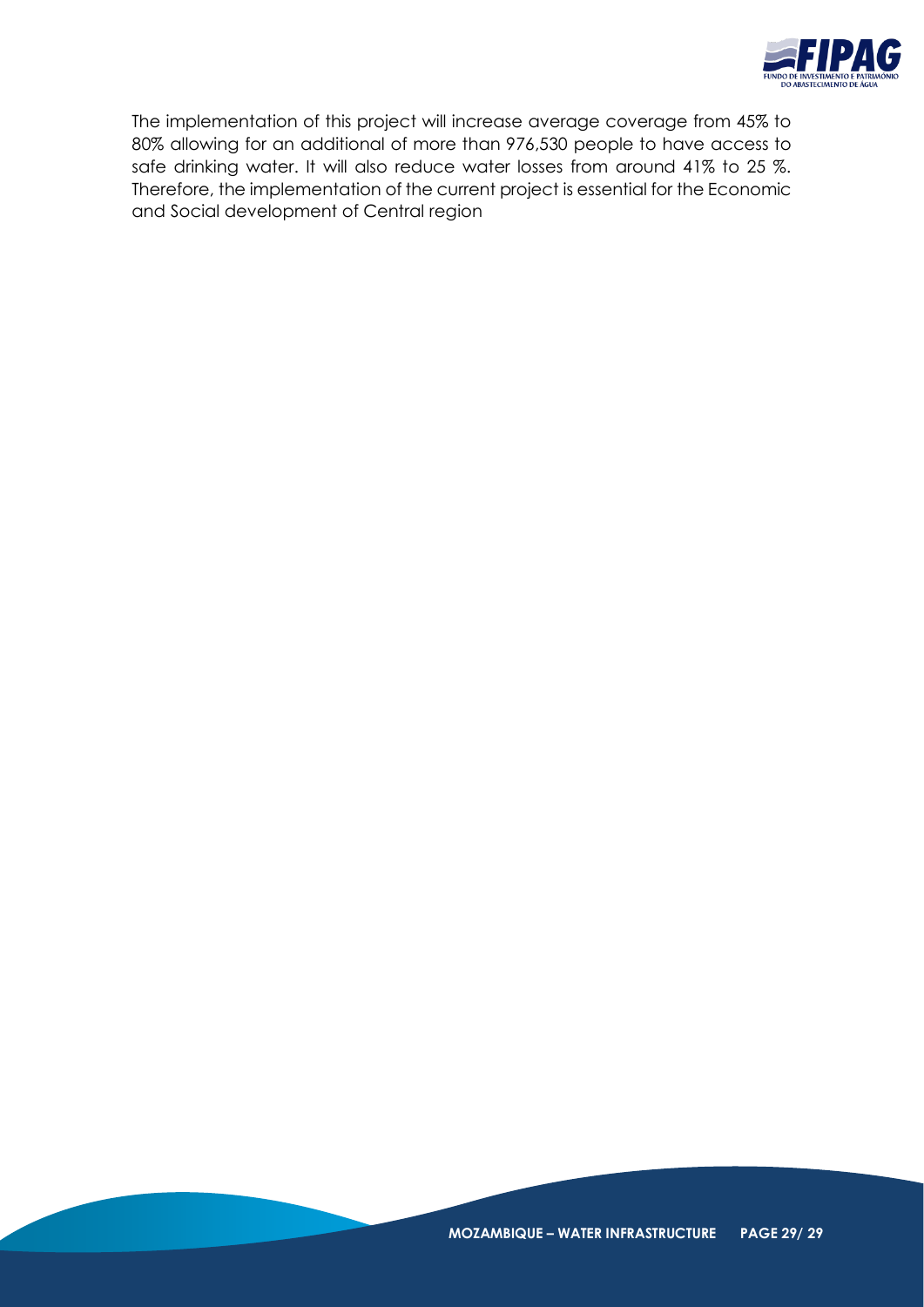The implementation of this project will increase average coverage from 45% to 80% allowing for an additional of more than 976,530 people to have access to safe drinking water. It will also reduce water losses from around 41% to 25 %. Therefore, the implementation of the current project is essential for the Economic and Social development of Central region